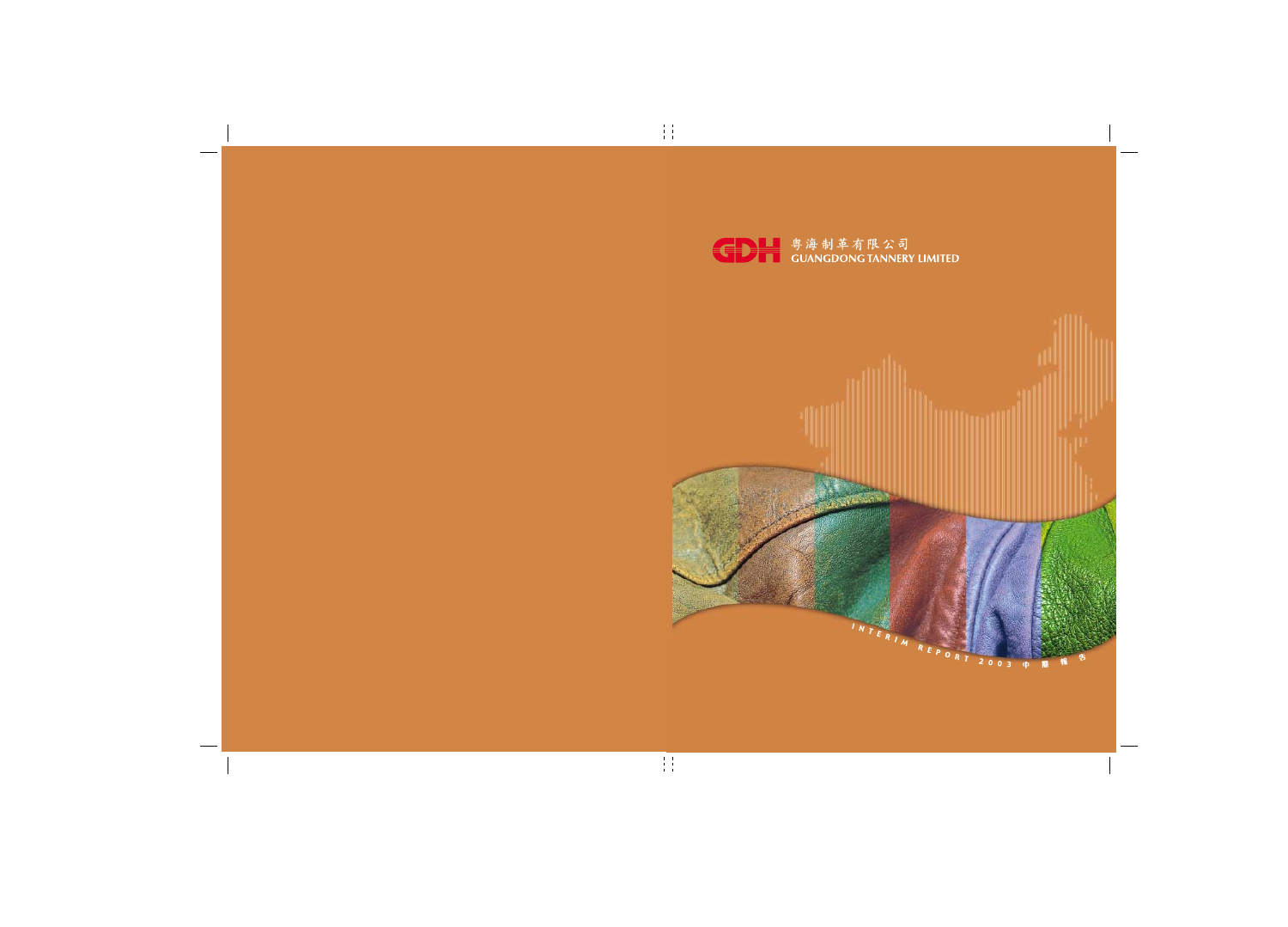GDH 粵海制革有限公司

GUANGDONG TANNERY LIMITED

INTERIM REPORT 2003 中期報告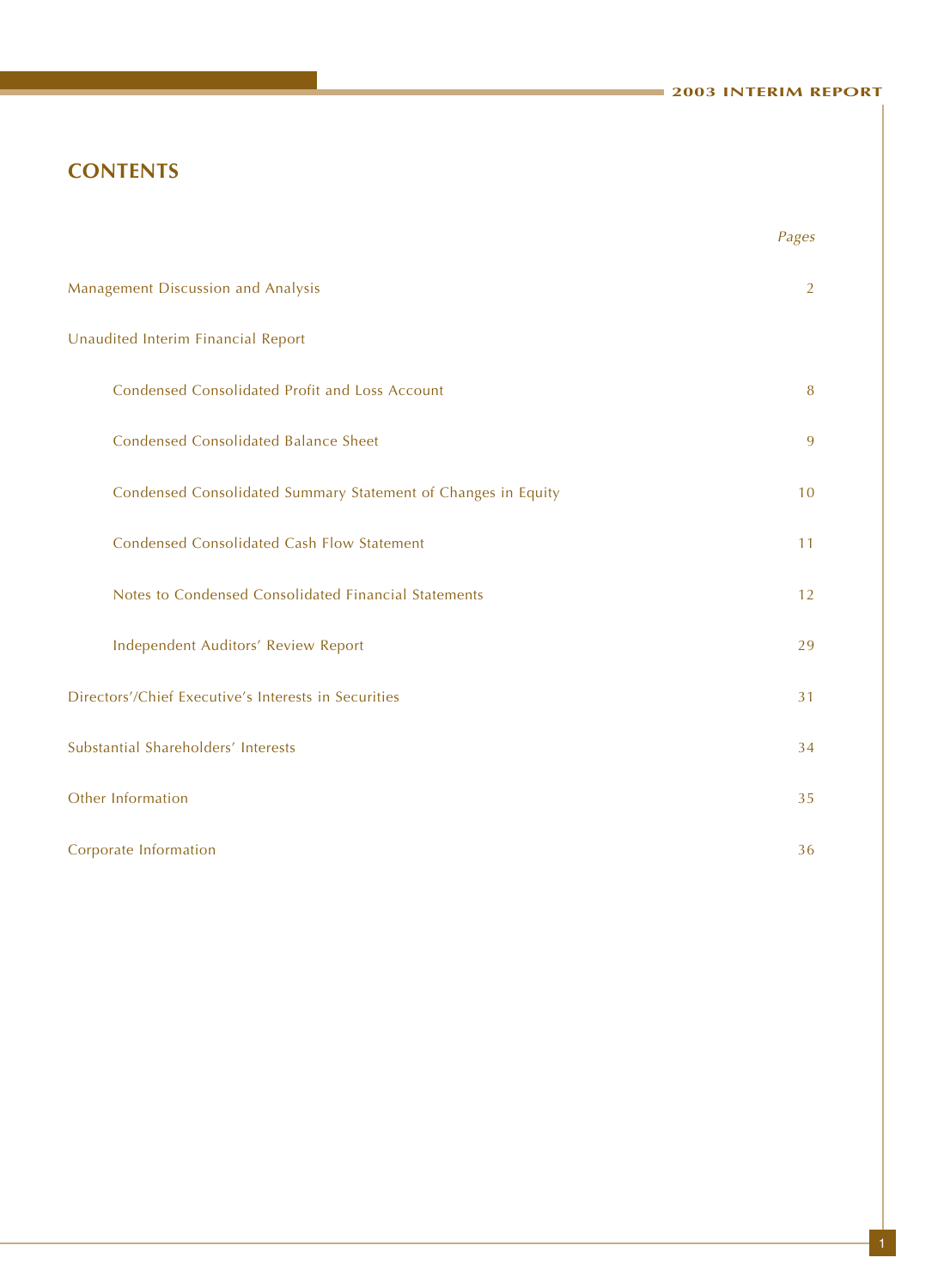# CONTENTS

| | *Pages* |
|---|---|
| Management Discussion and Analysis | 2 |
| Unaudited Interim Financial Report | |
| Condensed Consolidated Profit and Loss Account | 8 |
| Condensed Consolidated Balance Sheet | 9 |
| Condensed Consolidated Summary Statement of Changes in Equity | 10 |
| Condensed Consolidated Cash Flow Statement | 11 |
| Notes to Condensed Consolidated Financial Statements | 12 |
| Independent Auditors' Review Report | 29 |
| Directors'/Chief Executive's Interests in Securities | 31 |
| Substantial Shareholders' Interests | 34 |
| Other Information | 35 |
| Corporate Information | 36 |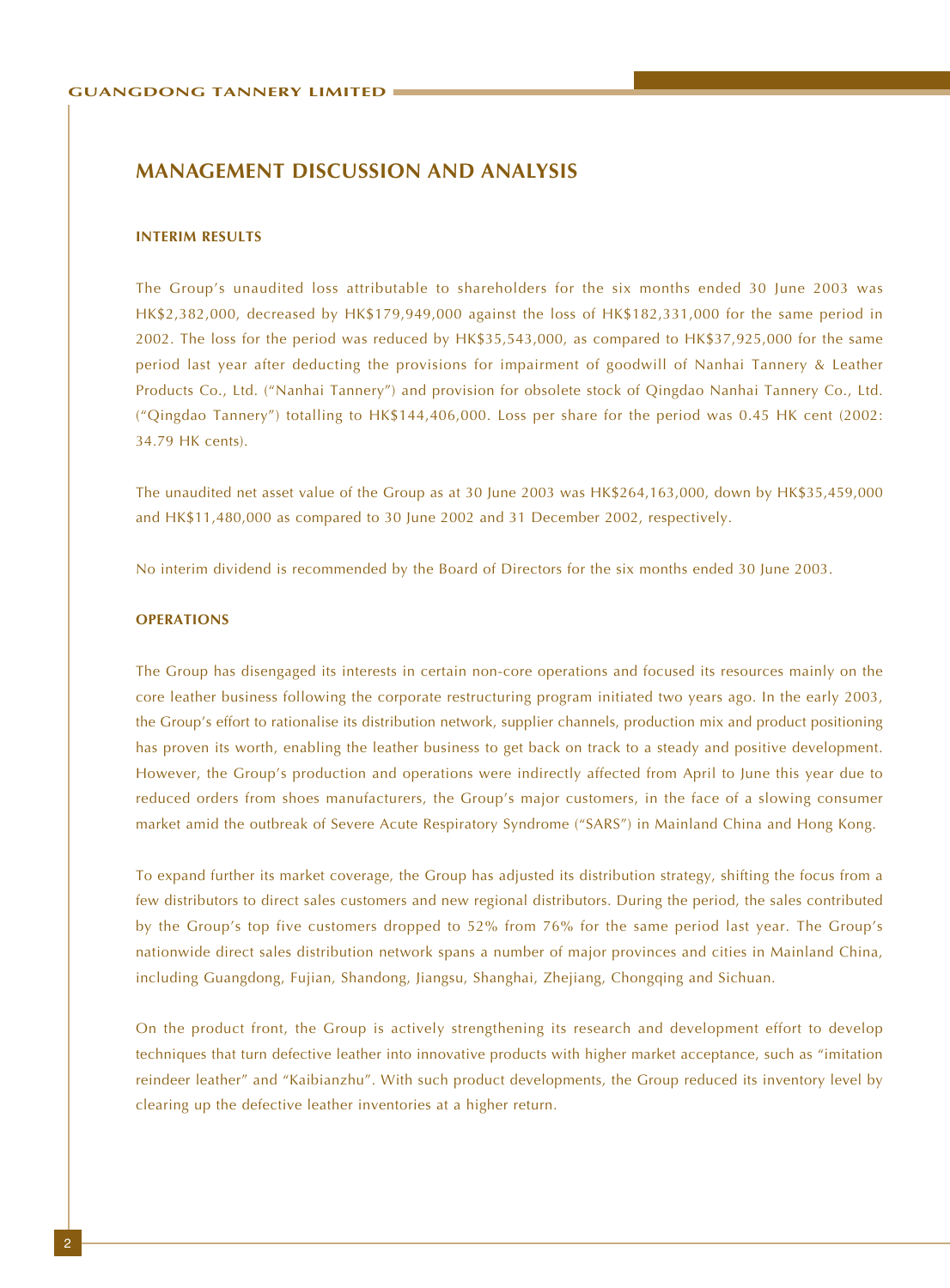# MANAGEMENT DISCUSSION AND ANALYSIS

## INTERIM RESULTS

The Group's unaudited loss attributable to shareholders for the six months ended 30 June 2003 was HK$2,382,000, decreased by HK$179,949,000 against the loss of HK$182,331,000 for the same period in 2002. The loss for the period was reduced by HK$35,543,000, as compared to HK$37,925,000 for the same period last year after deducting the provisions for impairment of goodwill of Nanhai Tannery & Leather Products Co., Ltd. ("Nanhai Tannery") and provision for obsolete stock of Qingdao Nanhai Tannery Co., Ltd. ("Qingdao Tannery") totalling to HK$144,406,000. Loss per share for the period was 0.45 HK cent (2002: 34.79 HK cents).

The unaudited net asset value of the Group as at 30 June 2003 was HK$264,163,000, down by HK$35,459,000 and HK$11,480,000 as compared to 30 June 2002 and 31 December 2002, respectively.

No interim dividend is recommended by the Board of Directors for the six months ended 30 June 2003.

## OPERATIONS

The Group has disengaged its interests in certain non-core operations and focused its resources mainly on the core leather business following the corporate restructuring program initiated two years ago. In the early 2003, the Group's effort to rationalise its distribution network, supplier channels, production mix and product positioning has proven its worth, enabling the leather business to get back on track to a steady and positive development. However, the Group's production and operations were indirectly affected from April to June this year due to reduced orders from shoes manufacturers, the Group's major customers, in the face of a slowing consumer market amid the outbreak of Severe Acute Respiratory Syndrome ("SARS") in Mainland China and Hong Kong.

To expand further its market coverage, the Group has adjusted its distribution strategy, shifting the focus from a few distributors to direct sales customers and new regional distributors. During the period, the sales contributed by the Group's top five customers dropped to 52% from 76% for the same period last year. The Group's nationwide direct sales distribution network spans a number of major provinces and cities in Mainland China, including Guangdong, Fujian, Shandong, Jiangsu, Shanghai, Zhejiang, Chongqing and Sichuan.

On the product front, the Group is actively strengthening its research and development effort to develop techniques that turn defective leather into innovative products with higher market acceptance, such as "imitation reindeer leather" and "Kaibianzhu". With such product developments, the Group reduced its inventory level by clearing up the defective leather inventories at a higher return.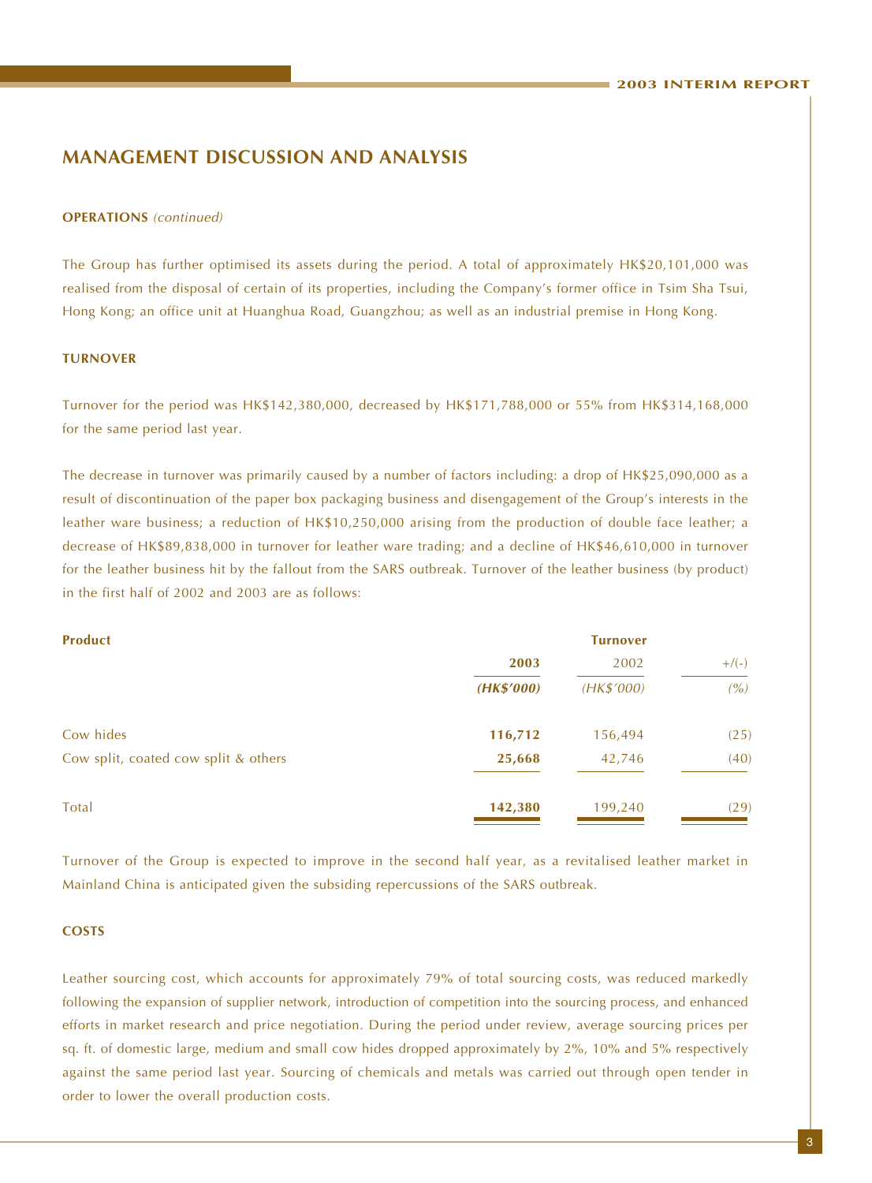## MANAGEMENT DISCUSSION AND ANALYSIS

**OPERATIONS** *(continued)*

The Group has further optimised its assets during the period. A total of approximately HK$20,101,000 was realised from the disposal of certain of its properties, including the Company's former office in Tsim Sha Tsui, Hong Kong; an office unit at Huanghua Road, Guangzhou; as well as an industrial premise in Hong Kong.

**TURNOVER**

Turnover for the period was HK$142,380,000, decreased by HK$171,788,000 or 55% from HK$314,168,000 for the same period last year.

The decrease in turnover was primarily caused by a number of factors including: a drop of HK$25,090,000 as a result of discontinuation of the paper box packaging business and disengagement of the Group's interests in the leather ware business; a reduction of HK$10,250,000 arising from the production of double face leather; a decrease of HK$89,838,000 in turnover for leather ware trading; and a decline of HK$46,610,000 in turnover for the leather business hit by the fallout from the SARS outbreak. Turnover of the leather business (by product) in the first half of 2002 and 2003 are as follows:

| **Product** | **Turnover** | | |
|---|---|---|---|
| | **2003** | 2002 | +/(-) |
| | ***(HK$'000)*** | *(HK$'000)* | *(%)* |
| Cow hides | **116,712** | 156,494 | (25) |
| Cow split, coated cow split & others | **25,668** | 42,746 | (40) |
| Total | **142,380** | 199,240 | (29) |

Turnover of the Group is expected to improve in the second half year, as a revitalised leather market in Mainland China is anticipated given the subsiding repercussions of the SARS outbreak.

**COSTS**

Leather sourcing cost, which accounts for approximately 79% of total sourcing costs, was reduced markedly following the expansion of supplier network, introduction of competition into the sourcing process, and enhanced efforts in market research and price negotiation. During the period under review, average sourcing prices per sq. ft. of domestic large, medium and small cow hides dropped approximately by 2%, 10% and 5% respectively against the same period last year. Sourcing of chemicals and metals was carried out through open tender in order to lower the overall production costs.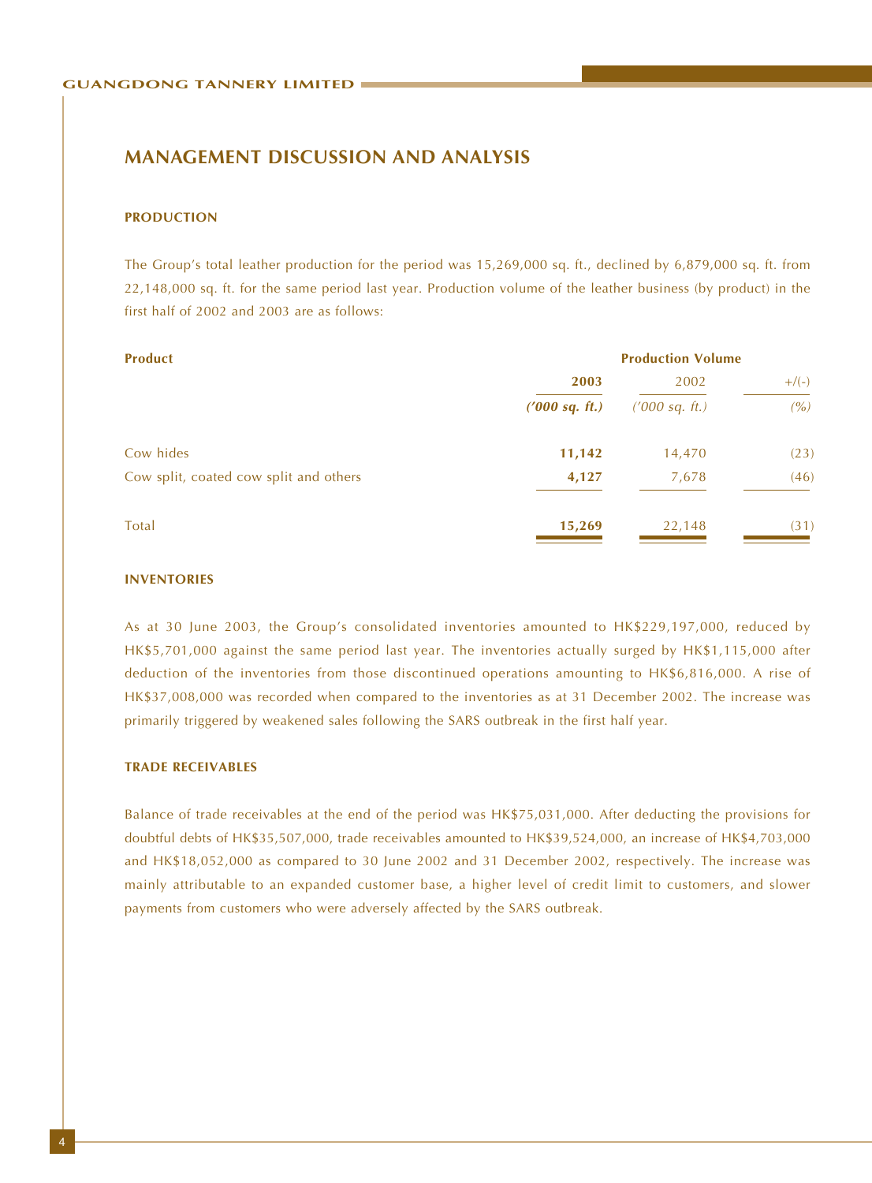## MANAGEMENT DISCUSSION AND ANALYSIS

### PRODUCTION

The Group's total leather production for the period was 15,269,000 sq. ft., declined by 6,879,000 sq. ft. from 22,148,000 sq. ft. for the same period last year. Production volume of the leather business (by product) in the first half of 2002 and 2003 are as follows:

| Product | Production Volume | | |
|---|---|---|---|
| | **2003** | 2002 | +/(-) |
| | ***('000 sq. ft.)*** | *('000 sq. ft.)* | *(%)* |
| Cow hides | **11,142** | 14,470 | (23) |
| Cow split, coated cow split and others | **4,127** | 7,678 | (46) |
| Total | **15,269** | 22,148 | (31) |

### INVENTORIES

As at 30 June 2003, the Group's consolidated inventories amounted to HK$229,197,000, reduced by HK$5,701,000 against the same period last year. The inventories actually surged by HK$1,115,000 after deduction of the inventories from those discontinued operations amounting to HK$6,816,000. A rise of HK$37,008,000 was recorded when compared to the inventories as at 31 December 2002. The increase was primarily triggered by weakened sales following the SARS outbreak in the first half year.

### TRADE RECEIVABLES

Balance of trade receivables at the end of the period was HK$75,031,000. After deducting the provisions for doubtful debts of HK$35,507,000, trade receivables amounted to HK$39,524,000, an increase of HK$4,703,000 and HK$18,052,000 as compared to 30 June 2002 and 31 December 2002, respectively. The increase was mainly attributable to an expanded customer base, a higher level of credit limit to customers, and slower payments from customers who were adversely affected by the SARS outbreak.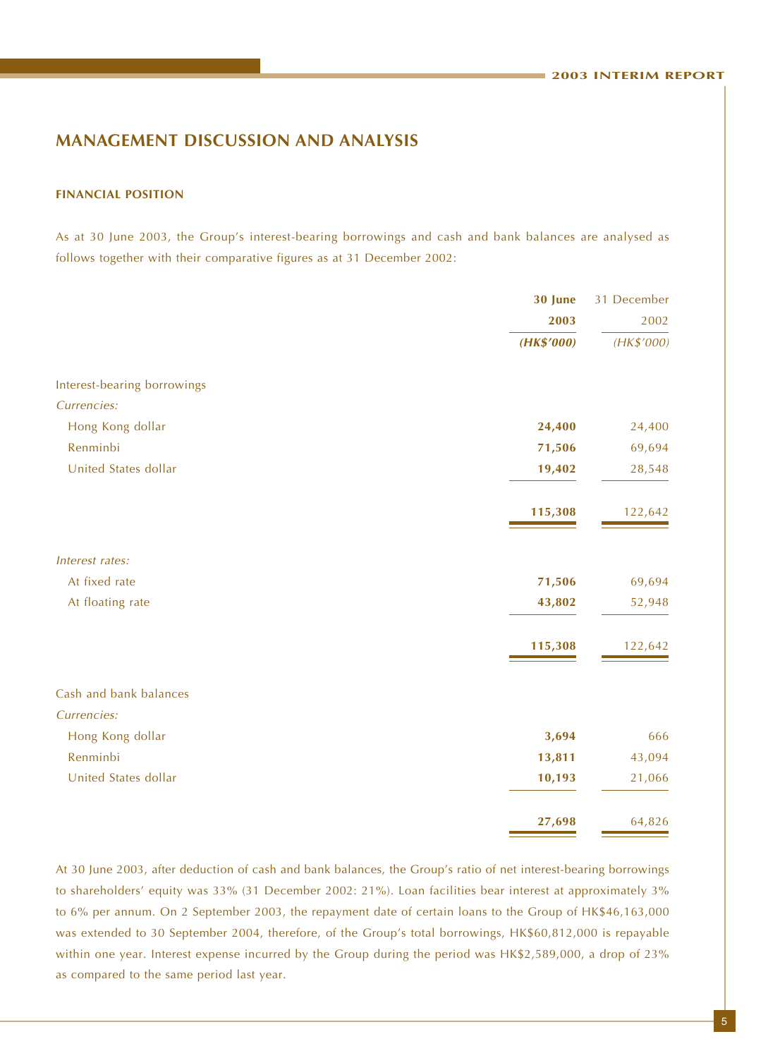## MANAGEMENT DISCUSSION AND ANALYSIS

### FINANCIAL POSITION

As at 30 June 2003, the Group's interest-bearing borrowings and cash and bank balances are analysed as follows together with their comparative figures as at 31 December 2002:

| | **30 June 2003** | 31 December 2002 |
|---|---|---|
| | ***(HK$'000)*** | *(HK$'000)* |
| Interest-bearing borrowings | | |
| *Currencies:* | | |
| Hong Kong dollar | **24,400** | 24,400 |
| Renminbi | **71,506** | 69,694 |
| United States dollar | **19,402** | 28,548 |
| | **115,308** | 122,642 |
| *Interest rates:* | | |
| At fixed rate | **71,506** | 69,694 |
| At floating rate | **43,802** | 52,948 |
| | **115,308** | 122,642 |
| Cash and bank balances | | |
| *Currencies:* | | |
| Hong Kong dollar | **3,694** | 666 |
| Renminbi | **13,811** | 43,094 |
| United States dollar | **10,193** | 21,066 |
| | **27,698** | 64,826 |

At 30 June 2003, after deduction of cash and bank balances, the Group's ratio of net interest-bearing borrowings to shareholders' equity was 33% (31 December 2002: 21%). Loan facilities bear interest at approximately 3% to 6% per annum. On 2 September 2003, the repayment date of certain loans to the Group of HK$46,163,000 was extended to 30 September 2004, therefore, of the Group's total borrowings, HK$60,812,000 is repayable within one year. Interest expense incurred by the Group during the period was HK$2,589,000, a drop of 23% as compared to the same period last year.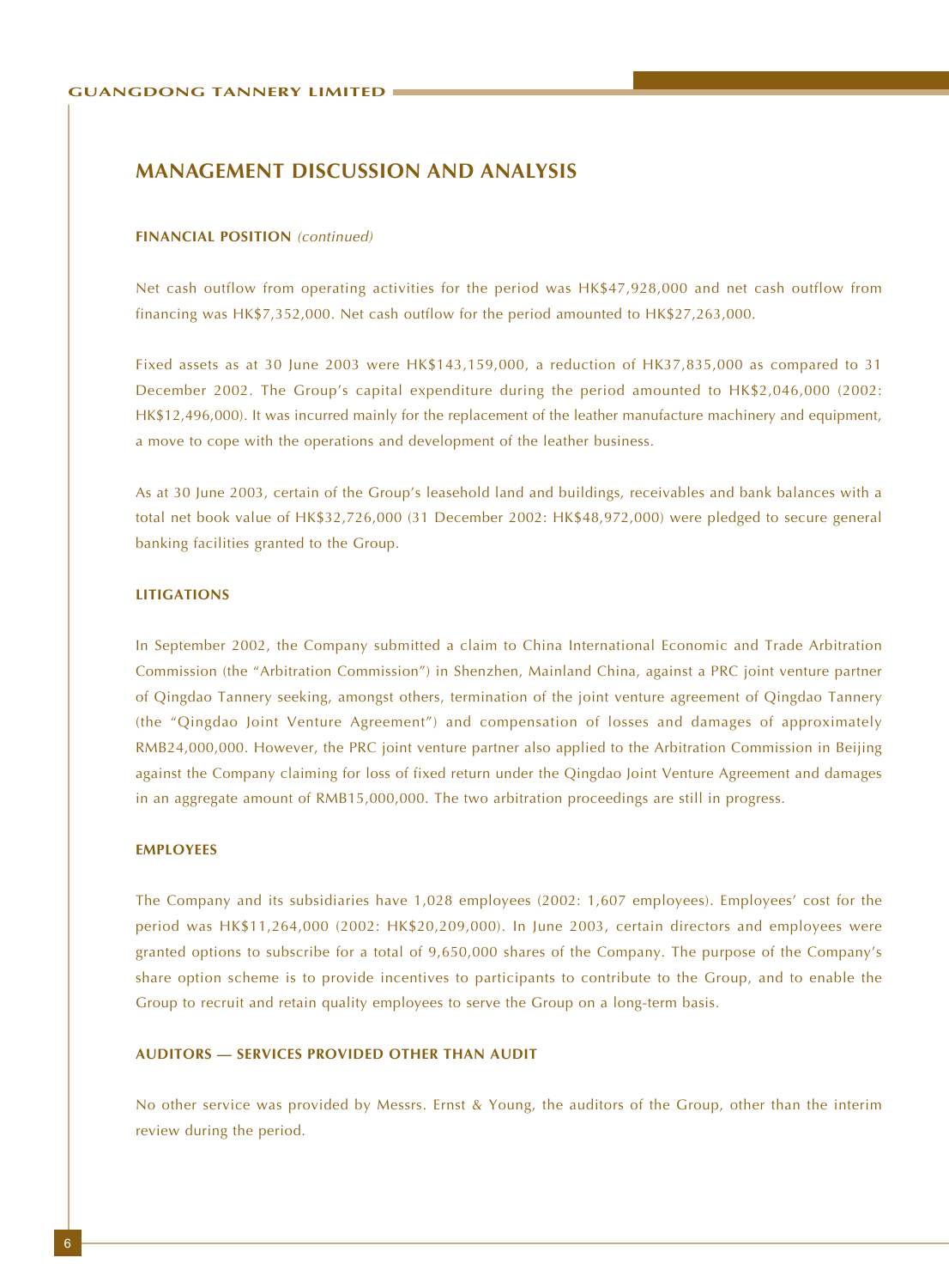## MANAGEMENT DISCUSSION AND ANALYSIS

**FINANCIAL POSITION** *(continued)*

Net cash outflow from operating activities for the period was HK$47,928,000 and net cash outflow from financing was HK$7,352,000. Net cash outflow for the period amounted to HK$27,263,000.

Fixed assets as at 30 June 2003 were HK$143,159,000, a reduction of HK37,835,000 as compared to 31 December 2002. The Group's capital expenditure during the period amounted to HK$2,046,000 (2002: HK$12,496,000). It was incurred mainly for the replacement of the leather manufacture machinery and equipment, a move to cope with the operations and development of the leather business.

As at 30 June 2003, certain of the Group's leasehold land and buildings, receivables and bank balances with a total net book value of HK$32,726,000 (31 December 2002: HK$48,972,000) were pledged to secure general banking facilities granted to the Group.

**LITIGATIONS**

In September 2002, the Company submitted a claim to China International Economic and Trade Arbitration Commission (the "Arbitration Commission") in Shenzhen, Mainland China, against a PRC joint venture partner of Qingdao Tannery seeking, amongst others, termination of the joint venture agreement of Qingdao Tannery (the "Qingdao Joint Venture Agreement") and compensation of losses and damages of approximately RMB24,000,000. However, the PRC joint venture partner also applied to the Arbitration Commission in Beijing against the Company claiming for loss of fixed return under the Qingdao Joint Venture Agreement and damages in an aggregate amount of RMB15,000,000. The two arbitration proceedings are still in progress.

**EMPLOYEES**

The Company and its subsidiaries have 1,028 employees (2002: 1,607 employees). Employees' cost for the period was HK$11,264,000 (2002: HK$20,209,000). In June 2003, certain directors and employees were granted options to subscribe for a total of 9,650,000 shares of the Company. The purpose of the Company's share option scheme is to provide incentives to participants to contribute to the Group, and to enable the Group to recruit and retain quality employees to serve the Group on a long-term basis.

**AUDITORS — SERVICES PROVIDED OTHER THAN AUDIT**

No other service was provided by Messrs. Ernst & Young, the auditors of the Group, other than the interim review during the period.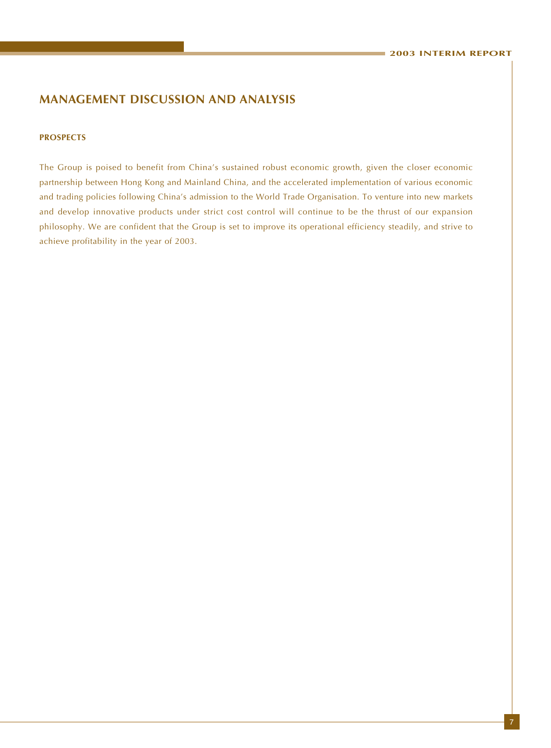# MANAGEMENT DISCUSSION AND ANALYSIS

### PROSPECTS

The Group is poised to benefit from China's sustained robust economic growth, given the closer economic partnership between Hong Kong and Mainland China, and the accelerated implementation of various economic and trading policies following China's admission to the World Trade Organisation. To venture into new markets and develop innovative products under strict cost control will continue to be the thrust of our expansion philosophy. We are confident that the Group is set to improve its operational efficiency steadily, and strive to achieve profitability in the year of 2003.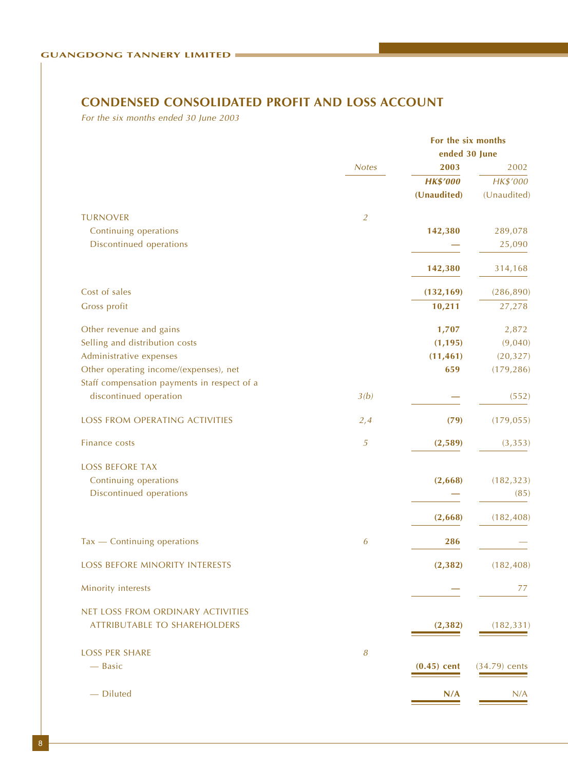## CONDENSED CONSOLIDATED PROFIT AND LOSS ACCOUNT

*For the six months ended 30 June 2003*

| | Notes | For the six months ended 30 June 2003 HK$'000 (Unaudited) | 2002 HK$'000 (Unaudited) |
|---|---|---|---|
| TURNOVER | 2 | | |
| Continuing operations | | **142,380** | 289,078 |
| Discontinued operations | | **—** | 25,090 |
| | | **142,380** | 314,168 |
| Cost of sales | | **(132,169)** | (286,890) |
| Gross profit | | **10,211** | 27,278 |
| Other revenue and gains | | **1,707** | 2,872 |
| Selling and distribution costs | | **(1,195)** | (9,040) |
| Administrative expenses | | **(11,461)** | (20,327) |
| Other operating income/(expenses), net | | **659** | (179,286) |
| Staff compensation payments in respect of a discontinued operation | 3(b) | **—** | (552) |
| LOSS FROM OPERATING ACTIVITIES | 2,4 | **(79)** | (179,055) |
| Finance costs | 5 | **(2,589)** | (3,353) |
| LOSS BEFORE TAX | | | |
| Continuing operations | | **(2,668)** | (182,323) |
| Discontinued operations | | **—** | (85) |
| | | **(2,668)** | (182,408) |
| Tax — Continuing operations | 6 | **286** | — |
| LOSS BEFORE MINORITY INTERESTS | | **(2,382)** | (182,408) |
| Minority interests | | **—** | 77 |
| NET LOSS FROM ORDINARY ACTIVITIES ATTRIBUTABLE TO SHAREHOLDERS | | **(2,382)** | (182,331) |
| LOSS PER SHARE | 8 | | |
| — Basic | | **(0.45) cent** | (34.79) cents |
| — Diluted | | **N/A** | N/A |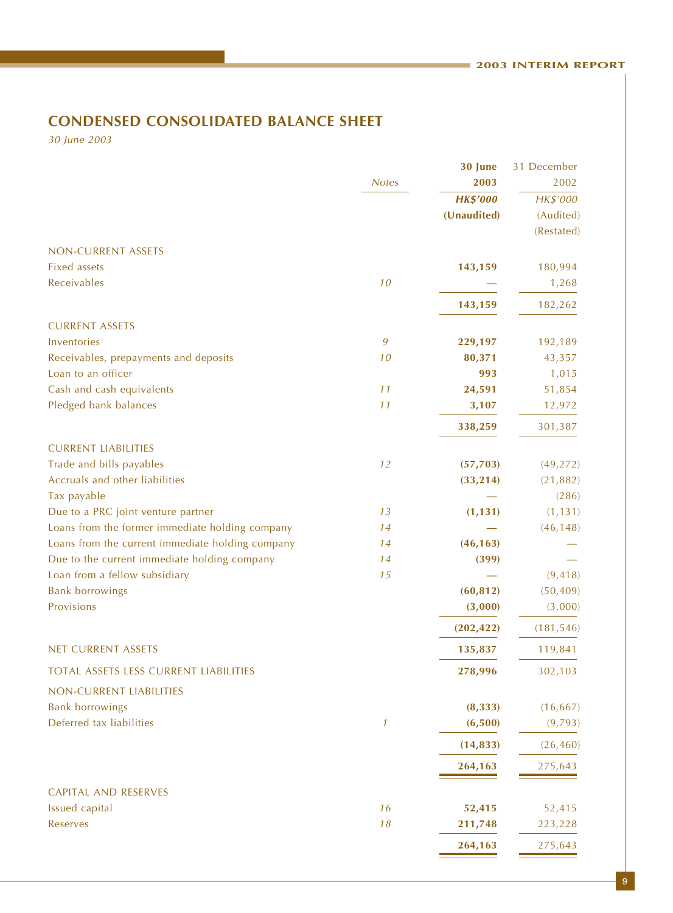## CONDENSED CONSOLIDATED BALANCE SHEET

*30 June 2003*

| | Notes | 30 June 2003 | 31 December 2002 |
|---|---|---|---|
| | | ***HK$'000*** | *HK$'000* |
| | | **(Unaudited)** | (Audited) |
| | | | (Restated) |
| NON-CURRENT ASSETS | | | |
| Fixed assets | | **143,159** | 180,994 |
| Receivables | *10* | **—** | 1,268 |
| | | **143,159** | 182,262 |
| CURRENT ASSETS | | | |
| Inventories | *9* | **229,197** | 192,189 |
| Receivables, prepayments and deposits | *10* | **80,371** | 43,357 |
| Loan to an officer | | **993** | 1,015 |
| Cash and cash equivalents | *11* | **24,591** | 51,854 |
| Pledged bank balances | *11* | **3,107** | 12,972 |
| | | **338,259** | 301,387 |
| CURRENT LIABILITIES | | | |
| Trade and bills payables | *12* | **(57,703)** | (49,272) |
| Accruals and other liabilities | | **(33,214)** | (21,882) |
| Tax payable | | **—** | (286) |
| Due to a PRC joint venture partner | *13* | **(1,131)** | (1,131) |
| Loans from the former immediate holding company | *14* | **—** | (46,148) |
| Loans from the current immediate holding company | *14* | **(46,163)** | — |
| Due to the current immediate holding company | *14* | **(399)** | — |
| Loan from a fellow subsidiary | *15* | **—** | (9,418) |
| Bank borrowings | | **(60,812)** | (50,409) |
| Provisions | | **(3,000)** | (3,000) |
| | | **(202,422)** | (181,546) |
| NET CURRENT ASSETS | | **135,837** | 119,841 |
| TOTAL ASSETS LESS CURRENT LIABILITIES | | **278,996** | 302,103 |
| NON-CURRENT LIABILITIES | | | |
| Bank borrowings | | **(8,333)** | (16,667) |
| Deferred tax liabilities | *1* | **(6,500)** | (9,793) |
| | | **(14,833)** | (26,460) |
| | | **264,163** | 275,643 |
| CAPITAL AND RESERVES | | | |
| Issued capital | *16* | **52,415** | 52,415 |
| Reserves | *18* | **211,748** | 223,228 |
| | | **264,163** | 275,643 |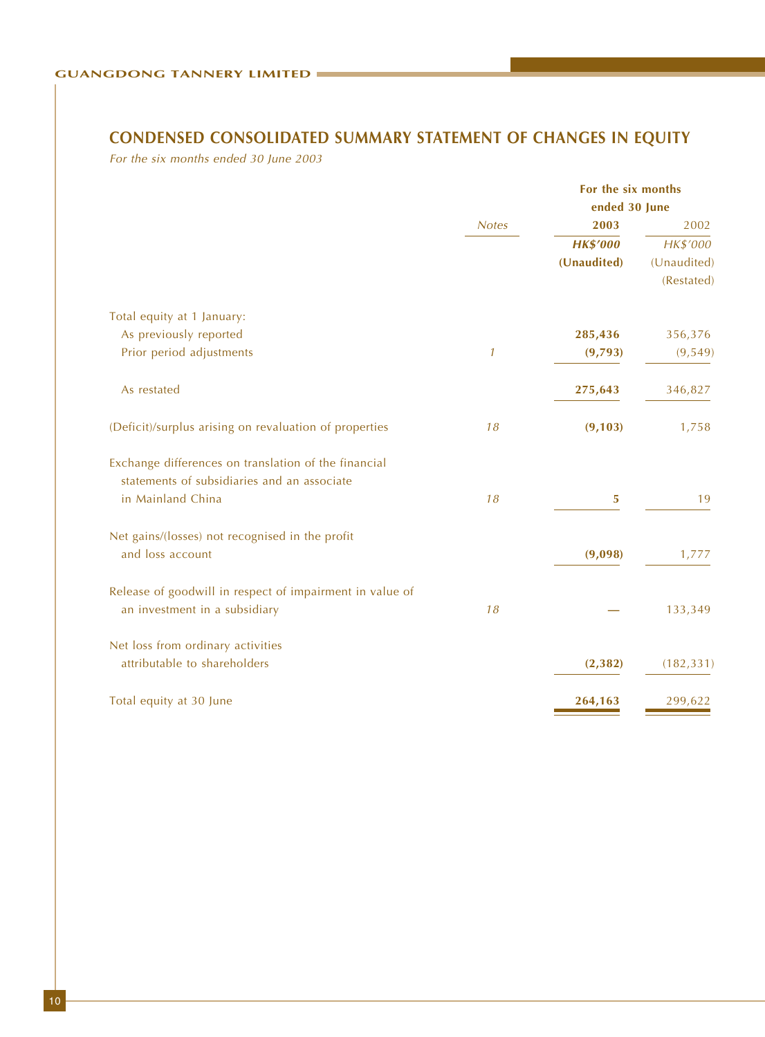## CONDENSED CONSOLIDATED SUMMARY STATEMENT OF CHANGES IN EQUITY

*For the six months ended 30 June 2003*

| | *Notes* | For the six months ended 30 June 2003 | 2002 |
|---|---|---|---|
| | | ***HK$'000*** | *HK$'000* |
| | | **(Unaudited)** | (Unaudited) (Restated) |
| Total equity at 1 January: | | | |
| As previously reported | | **285,436** | 356,376 |
| Prior period adjustments | *1* | **(9,793)** | (9,549) |
| As restated | | **275,643** | 346,827 |
| (Deficit)/surplus arising on revaluation of properties | *18* | **(9,103)** | 1,758 |
| Exchange differences on translation of the financial statements of subsidiaries and an associate in Mainland China | *18* | **5** | 19 |
| Net gains/(losses) not recognised in the profit and loss account | | **(9,098)** | 1,777 |
| Release of goodwill in respect of impairment in value of an investment in a subsidiary | *18* | **—** | 133,349 |
| Net loss from ordinary activities attributable to shareholders | | **(2,382)** | (182,331) |
| Total equity at 30 June | | **264,163** | 299,622 |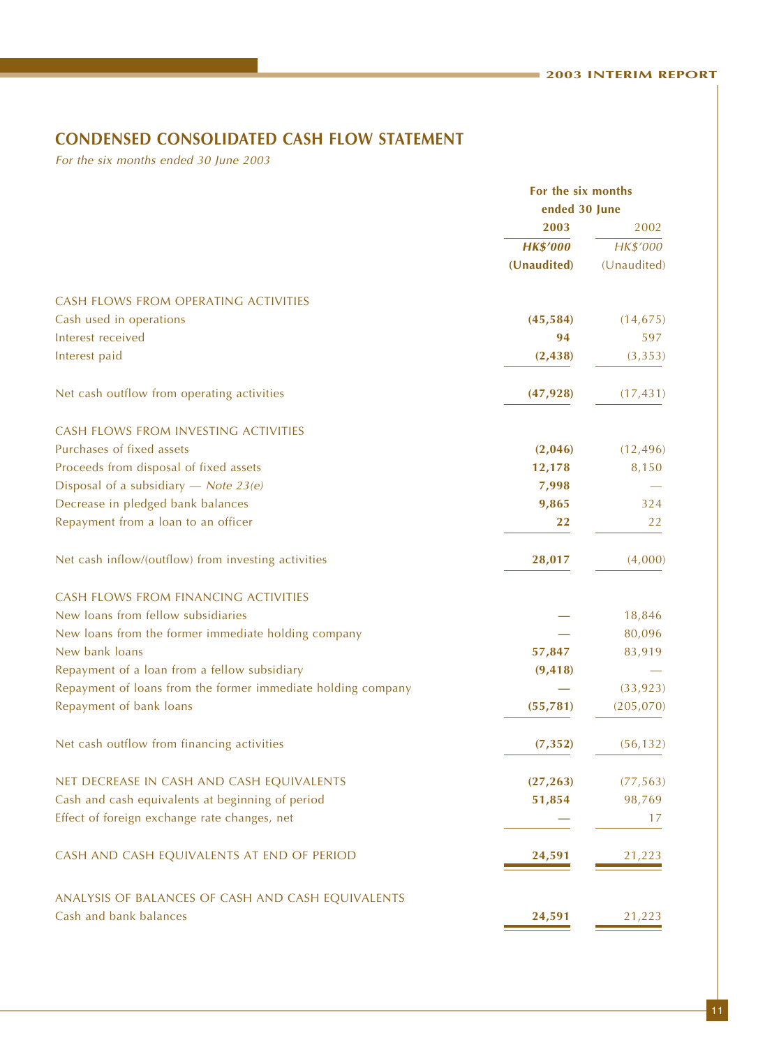## CONDENSED CONSOLIDATED CASH FLOW STATEMENT

*For the six months ended 30 June 2003*

| | For the six months ended 30 June | |
|---|---|---|
| | **2003** | 2002 |
| | ***HK$'000*** | *HK$'000* |
| | **(Unaudited)** | (Unaudited) |
| CASH FLOWS FROM OPERATING ACTIVITIES | | |
| Cash used in operations | **(45,584)** | (14,675) |
| Interest received | **94** | 597 |
| Interest paid | **(2,438)** | (3,353) |
| Net cash outflow from operating activities | **(47,928)** | (17,431) |
| CASH FLOWS FROM INVESTING ACTIVITIES | | |
| Purchases of fixed assets | **(2,046)** | (12,496) |
| Proceeds from disposal of fixed assets | **12,178** | 8,150 |
| Disposal of a subsidiary — *Note 23(e)* | **7,998** | — |
| Decrease in pledged bank balances | **9,865** | 324 |
| Repayment from a loan to an officer | **22** | 22 |
| Net cash inflow/(outflow) from investing activities | **28,017** | (4,000) |
| CASH FLOWS FROM FINANCING ACTIVITIES | | |
| New loans from fellow subsidiaries | **—** | 18,846 |
| New loans from the former immediate holding company | **—** | 80,096 |
| New bank loans | **57,847** | 83,919 |
| Repayment of a loan from a fellow subsidiary | **(9,418)** | — |
| Repayment of loans from the former immediate holding company | **—** | (33,923) |
| Repayment of bank loans | **(55,781)** | (205,070) |
| Net cash outflow from financing activities | **(7,352)** | (56,132) |
| NET DECREASE IN CASH AND CASH EQUIVALENTS | **(27,263)** | (77,563) |
| Cash and cash equivalents at beginning of period | **51,854** | 98,769 |
| Effect of foreign exchange rate changes, net | **—** | 17 |
| CASH AND CASH EQUIVALENTS AT END OF PERIOD | **24,591** | 21,223 |
| ANALYSIS OF BALANCES OF CASH AND CASH EQUIVALENTS | | |
| Cash and bank balances | **24,591** | 21,223 |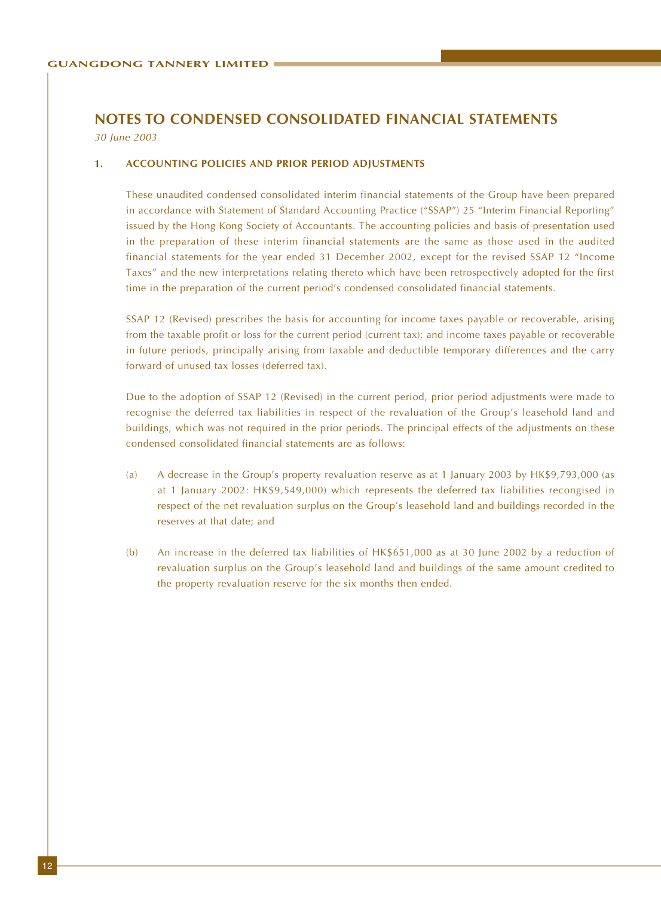# NOTES TO CONDENSED CONSOLIDATED FINANCIAL STATEMENTS

*30 June 2003*

## 1. ACCOUNTING POLICIES AND PRIOR PERIOD ADJUSTMENTS

These unaudited condensed consolidated interim financial statements of the Group have been prepared in accordance with Statement of Standard Accounting Practice ("SSAP") 25 "Interim Financial Reporting" issued by the Hong Kong Society of Accountants. The accounting policies and basis of presentation used in the preparation of these interim financial statements are the same as those used in the audited financial statements for the year ended 31 December 2002, except for the revised SSAP 12 "Income Taxes" and the new interpretations relating thereto which have been retrospectively adopted for the first time in the preparation of the current period's condensed consolidated financial statements.

SSAP 12 (Revised) prescribes the basis for accounting for income taxes payable or recoverable, arising from the taxable profit or loss for the current period (current tax); and income taxes payable or recoverable in future periods, principally arising from taxable and deductible temporary differences and the carry forward of unused tax losses (deferred tax).

Due to the adoption of SSAP 12 (Revised) in the current period, prior period adjustments were made to recognise the deferred tax liabilities in respect of the revaluation of the Group's leasehold land and buildings, which was not required in the prior periods. The principal effects of the adjustments on these condensed consolidated financial statements are as follows:

(a) A decrease in the Group's property revaluation reserve as at 1 January 2003 by HK$9,793,000 (as at 1 January 2002: HK$9,549,000) which represents the deferred tax liabilities recongised in respect of the net revaluation surplus on the Group's leasehold land and buildings recorded in the reserves at that date; and

(b) An increase in the deferred tax liabilities of HK$651,000 as at 30 June 2002 by a reduction of revaluation surplus on the Group's leasehold land and buildings of the same amount credited to the property revaluation reserve for the six months then ended.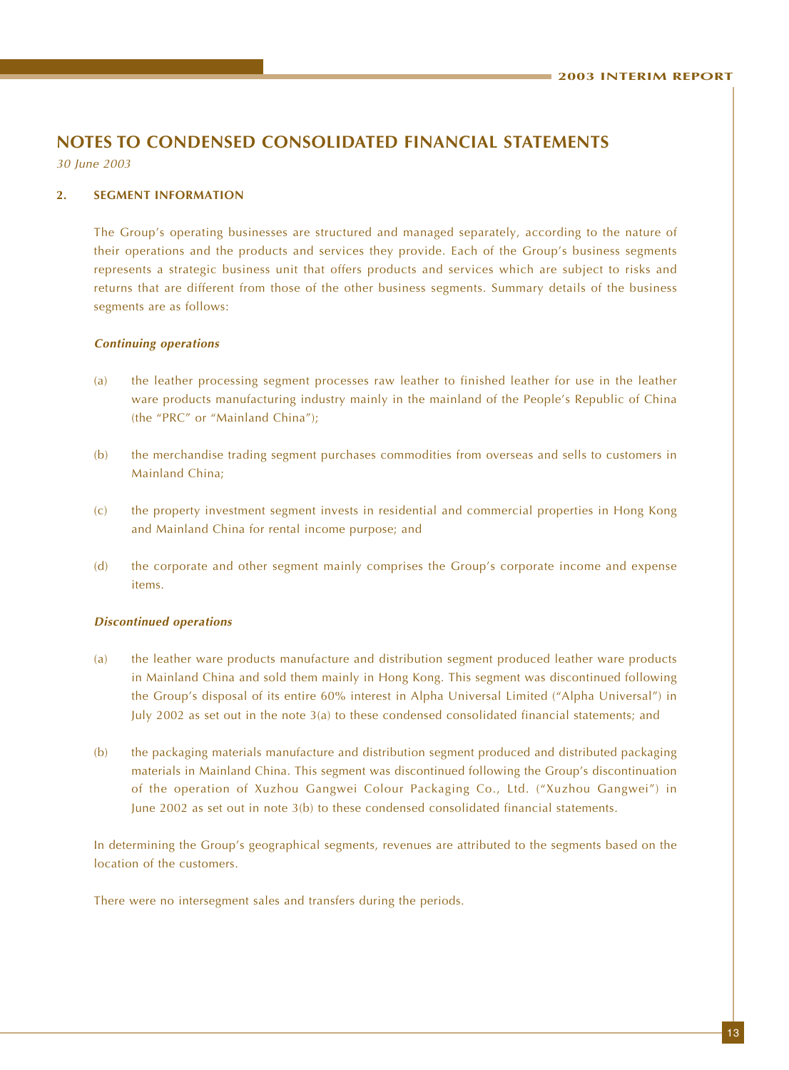# NOTES TO CONDENSED CONSOLIDATED FINANCIAL STATEMENTS

*30 June 2003*

## 2. SEGMENT INFORMATION

The Group's operating businesses are structured and managed separately, according to the nature of their operations and the products and services they provide. Each of the Group's business segments represents a strategic business unit that offers products and services which are subject to risks and returns that are different from those of the other business segments. Summary details of the business segments are as follows:

***Continuing operations***

(a) the leather processing segment processes raw leather to finished leather for use in the leather ware products manufacturing industry mainly in the mainland of the People's Republic of China (the "PRC" or "Mainland China");

(b) the merchandise trading segment purchases commodities from overseas and sells to customers in Mainland China;

(c) the property investment segment invests in residential and commercial properties in Hong Kong and Mainland China for rental income purpose; and

(d) the corporate and other segment mainly comprises the Group's corporate income and expense items.

***Discontinued operations***

(a) the leather ware products manufacture and distribution segment produced leather ware products in Mainland China and sold them mainly in Hong Kong. This segment was discontinued following the Group's disposal of its entire 60% interest in Alpha Universal Limited ("Alpha Universal") in July 2002 as set out in the note 3(a) to these condensed consolidated financial statements; and

(b) the packaging materials manufacture and distribution segment produced and distributed packaging materials in Mainland China. This segment was discontinued following the Group's discontinuation of the operation of Xuzhou Gangwei Colour Packaging Co., Ltd. ("Xuzhou Gangwei") in June 2002 as set out in note 3(b) to these condensed consolidated financial statements.

In determining the Group's geographical segments, revenues are attributed to the segments based on the location of the customers.

There were no intersegment sales and transfers during the periods.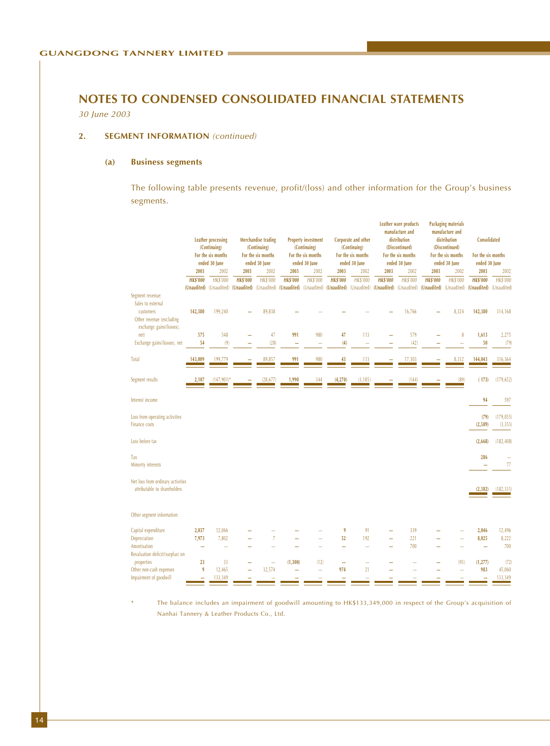# NOTES TO CONDENSED CONSOLIDATED FINANCIAL STATEMENTS

*30 June 2003*

## 2. SEGMENT INFORMATION *(continued)*

### (a) Business segments

The following table presents revenue, profit/(loss) and other information for the Group's business segments.

| | Leather processing (Continuing) For the six months ended 30 June | | Merchandise trading (Continuing) For the six months ended 30 June | | Property investment (Continuing) For the six months ended 30 June | | Corporate and other (Continuing) For the six months ended 30 June | | Leather ware products manufacture and distribution (Discontinued) For the six months ended 30 June | | Packaging materials manufacture and distribution (Discontinued) For the six months ended 30 June | | Consolidated For the six months ended 30 June | |
|---|---|---|---|---|---|---|---|---|---|---|---|---|---|---|
| | **2003** | 2002 | **2003** | 2002 | **2003** | 2002 | **2003** | 2002 | **2003** | 2002 | **2003** | 2002 | **2003** | 2002 |
| | **HK$'000 (Unaudited)** | HK$'000 (Unaudited) | **HK$'000 (Unaudited)** | HK$'000 (Unaudited) | **HK$'000 (Unaudited)** | HK$'000 (Unaudited) | **HK$'000 (Unaudited)** | HK$'000 (Unaudited) | **HK$'000 (Unaudited)** | HK$'000 (Unaudited) | **HK$'000 (Unaudited)** | HK$'000 (Unaudited) | **HK$'000 (Unaudited)** | HK$'000 (Unaudited) |
| Segment revenue: | | | | | | | | | | | | | | |
| Sales to external customers | **142,380** | 199,240 | **–** | 89,838 | **–** | – | **–** | – | **–** | 16,766 | **–** | 8,324 | **142,380** | 314,168 |
| Other revenue (excluding exchange gains/(losses), net) | **575** | 548 | **–** | 47 | **991** | 980 | **47** | 113 | **–** | 579 | **–** | 8 | **1,613** | 2,275 |
| Exchange gains/(losses), net | **54** | (9) | **–** | (28) | **–** | – | **(4)** | – | **–** | (42) | **–** | – | **50** | (79) |
| Total | **143,009** | 199,779 | **–** | 89,857 | **991** | 980 | **43** | 113 | **–** | 17,303 | **–** | 8,332 | **144,043** | 316,364 |
| Segment results | **2,107** | (147,901)* | **–** | (28,677) | **1,990** | 344 | **(4,270)** | (3,185) | **–** | (144) | **–** | (89) | **(173)** | (179,652) |
| Interest income | | | | | | | | | | | | | **94** | 597 |
| Loss from operating activities | | | | | | | | | | | | | **(79)** | (179,055) |
| Finance costs | | | | | | | | | | | | | **(2,589)** | (3,353) |
| Loss before tax | | | | | | | | | | | | | **(2,668)** | (182,408) |
| Tax | | | | | | | | | | | | | **286** | – |
| Minority interests | | | | | | | | | | | | | **–** | 77 |
| Net loss from ordinary activities attributable to shareholders | | | | | | | | | | | | | **(2,382)** | (182,331) |
| Other segment information: | | | | | | | | | | | | | | |
| Capital expenditure | **2,037** | 12,066 | **–** | – | **–** | – | **9** | 91 | **–** | 339 | **–** | – | **2,046** | 12,496 |
| Depreciation | **7,973** | 7,802 | **–** | 7 | **–** | – | **52** | 192 | **–** | 221 | **–** | – | **8,025** | 8,222 |
| Amortisation | **–** | – | **–** | – | **–** | – | **–** | – | **–** | 700 | **–** | – | **–** | 700 |
| Revaluation deficit/(surplus) on properties | **23** | 33 | **–** | – | **(1,300)** | (12) | **–** | – | **–** | – | **–** | (93) | **(1,277)** | (72) |
| Other non-cash expenses | **9** | 12,465 | **–** | 32,574 | **–** | – | **974** | 21 | **–** | – | **–** | – | **983** | 45,060 |
| Impairment of goodwill | **–** | 133,349 | **–** | – | **–** | – | **–** | – | **–** | – | **–** | – | **–** | 133,349 |

\* The balance includes an impairment of goodwill amounting to HK$133,349,000 in respect of the Group's acquisition of Nanhai Tannery & Leather Products Co., Ltd.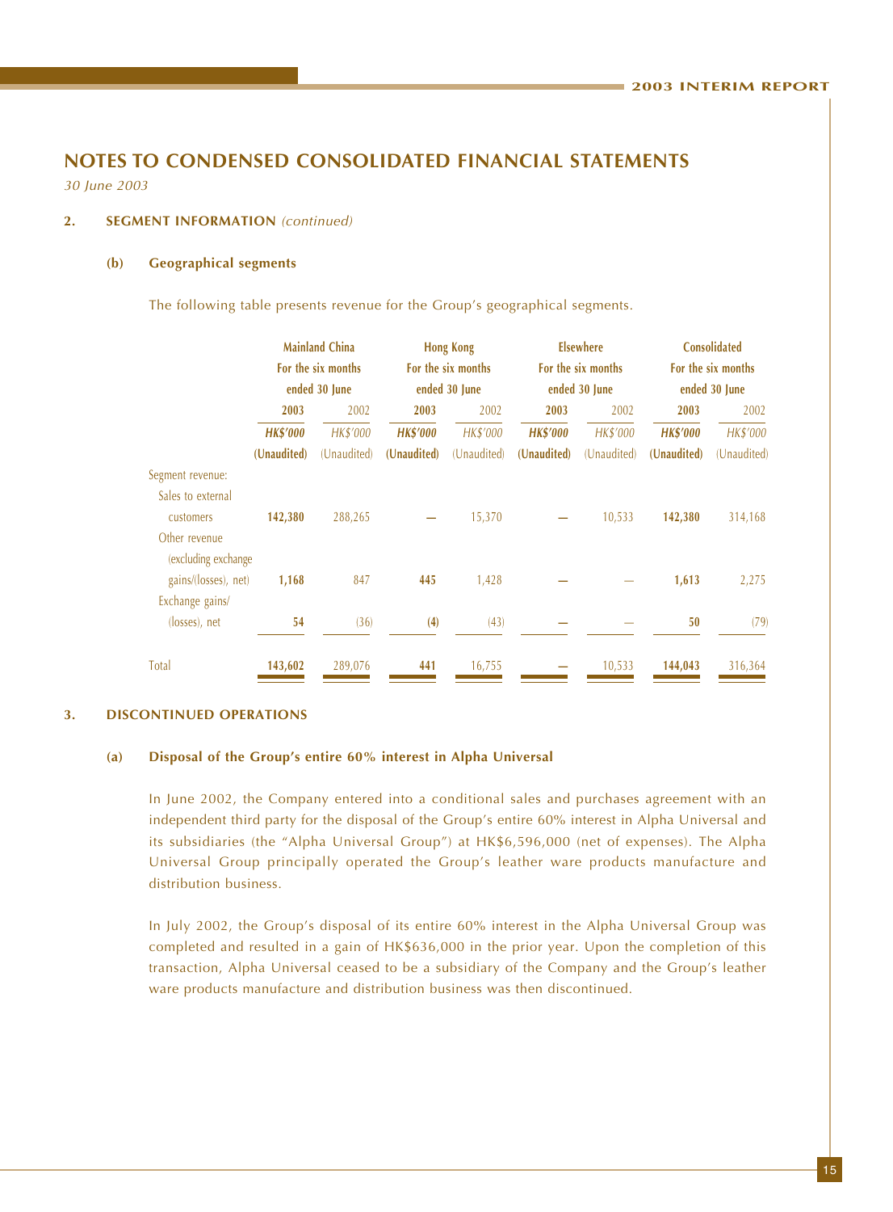## NOTES TO CONDENSED CONSOLIDATED FINANCIAL STATEMENTS

*30 June 2003*

### 2. SEGMENT INFORMATION *(continued)*

#### (b) Geographical segments

The following table presents revenue for the Group's geographical segments.

| | Mainland China For the six months ended 30 June | | Hong Kong For the six months ended 30 June | | Elsewhere For the six months ended 30 June | | Consolidated For the six months ended 30 June | |
|---|---|---|---|---|---|---|---|---|
| | **2003** | 2002 | **2003** | 2002 | **2003** | 2002 | **2003** | 2002 |
| | ***HK$'000*** | *HK$'000* | ***HK$'000*** | *HK$'000* | ***HK$'000*** | *HK$'000* | ***HK$'000*** | *HK$'000* |
| | **(Unaudited)** | (Unaudited) | **(Unaudited)** | (Unaudited) | **(Unaudited)** | (Unaudited) | **(Unaudited)** | (Unaudited) |
| Segment revenue: | | | | | | | | |
| Sales to external customers | **142,380** | 288,265 | **—** | 15,370 | **—** | 10,533 | **142,380** | 314,168 |
| Other revenue (excluding exchange gains/(losses), net) | **1,168** | 847 | **445** | 1,428 | **—** | — | **1,613** | 2,275 |
| Exchange gains/ (losses), net | **54** | (36) | **(4)** | (43) | **—** | — | **50** | (79) |
| Total | **143,602** | 289,076 | **441** | 16,755 | **—** | 10,533 | **144,043** | 316,364 |

### 3. DISCONTINUED OPERATIONS

#### (a) Disposal of the Group's entire 60% interest in Alpha Universal

In June 2002, the Company entered into a conditional sales and purchases agreement with an independent third party for the disposal of the Group's entire 60% interest in Alpha Universal and its subsidiaries (the "Alpha Universal Group") at HK$6,596,000 (net of expenses). The Alpha Universal Group principally operated the Group's leather ware products manufacture and distribution business.

In July 2002, the Group's disposal of its entire 60% interest in the Alpha Universal Group was completed and resulted in a gain of HK$636,000 in the prior year. Upon the completion of this transaction, Alpha Universal ceased to be a subsidiary of the Company and the Group's leather ware products manufacture and distribution business was then discontinued.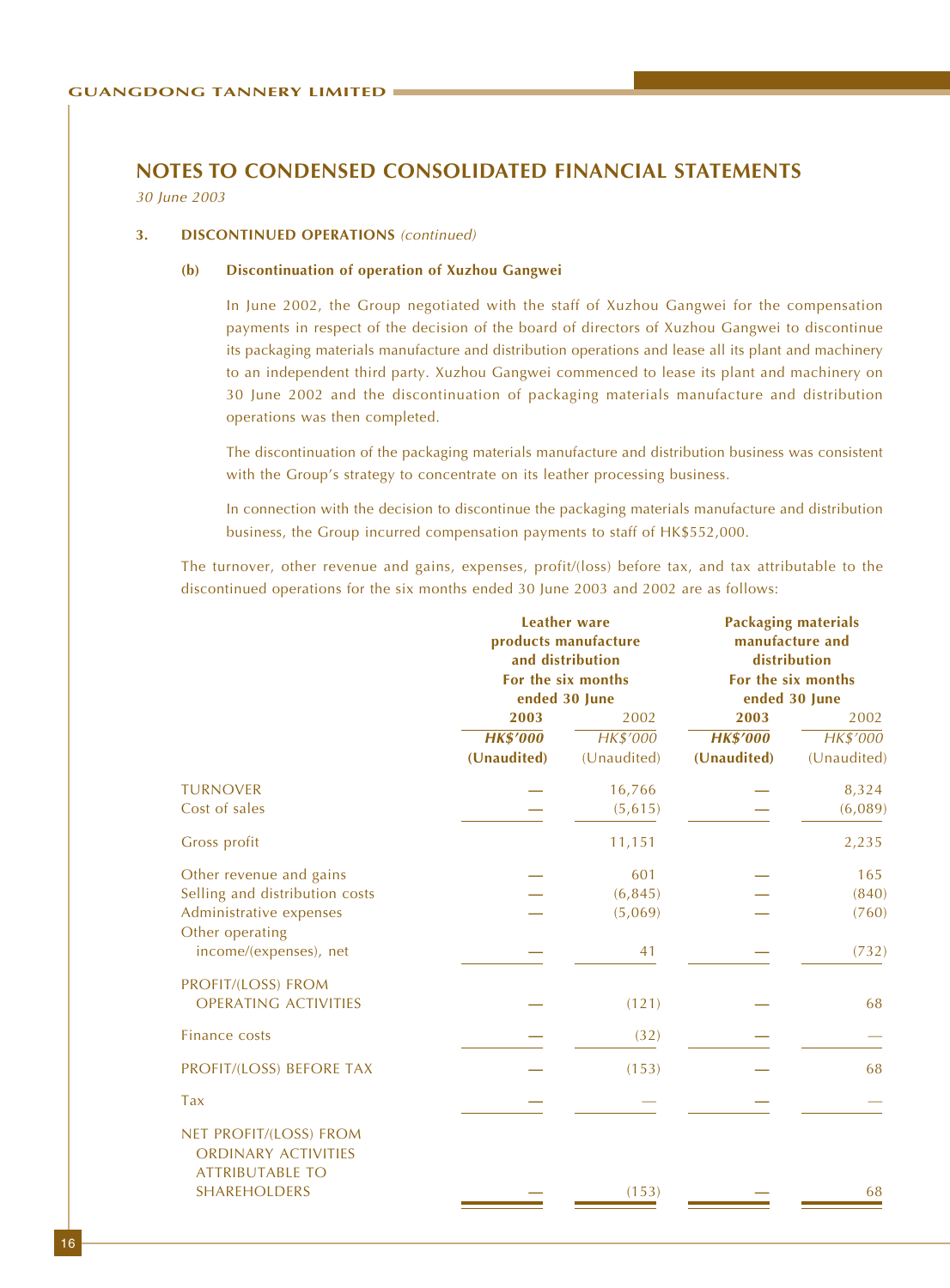## NOTES TO CONDENSED CONSOLIDATED FINANCIAL STATEMENTS

*30 June 2003*

**3. DISCONTINUED OPERATIONS** *(continued)*

**(b) Discontinuation of operation of Xuzhou Gangwei**

In June 2002, the Group negotiated with the staff of Xuzhou Gangwei for the compensation payments in respect of the decision of the board of directors of Xuzhou Gangwei to discontinue its packaging materials manufacture and distribution operations and lease all its plant and machinery to an independent third party. Xuzhou Gangwei commenced to lease its plant and machinery on 30 June 2002 and the discontinuation of packaging materials manufacture and distribution operations was then completed.

The discontinuation of the packaging materials manufacture and distribution business was consistent with the Group's strategy to concentrate on its leather processing business.

In connection with the decision to discontinue the packaging materials manufacture and distribution business, the Group incurred compensation payments to staff of HK$552,000.

The turnover, other revenue and gains, expenses, profit/(loss) before tax, and tax attributable to the discontinued operations for the six months ended 30 June 2003 and 2002 are as follows:

| | Leather ware products manufacture and distribution For the six months ended 30 June | | Packaging materials manufacture and distribution For the six months ended 30 June | |
|---|---|---|---|---|
| | **2003** | 2002 | **2003** | 2002 |
| | ***HK$'000*** | *HK$'000* | ***HK$'000*** | *HK$'000* |
| | **(Unaudited)** | (Unaudited) | **(Unaudited)** | (Unaudited) |
| TURNOVER | — | 16,766 | — | 8,324 |
| Cost of sales | — | (5,615) | — | (6,089) |
| Gross profit | | 11,151 | | 2,235 |
| Other revenue and gains | — | 601 | — | 165 |
| Selling and distribution costs | — | (6,845) | — | (840) |
| Administrative expenses | — | (5,069) | — | (760) |
| Other operating income/(expenses), net | — | 41 | — | (732) |
| PROFIT/(LOSS) FROM OPERATING ACTIVITIES | — | (121) | — | 68 |
| Finance costs | — | (32) | — | — |
| PROFIT/(LOSS) BEFORE TAX | — | (153) | — | 68 |
| Tax | — | — | — | — |
| NET PROFIT/(LOSS) FROM ORDINARY ACTIVITIES ATTRIBUTABLE TO SHAREHOLDERS | — | (153) | — | 68 |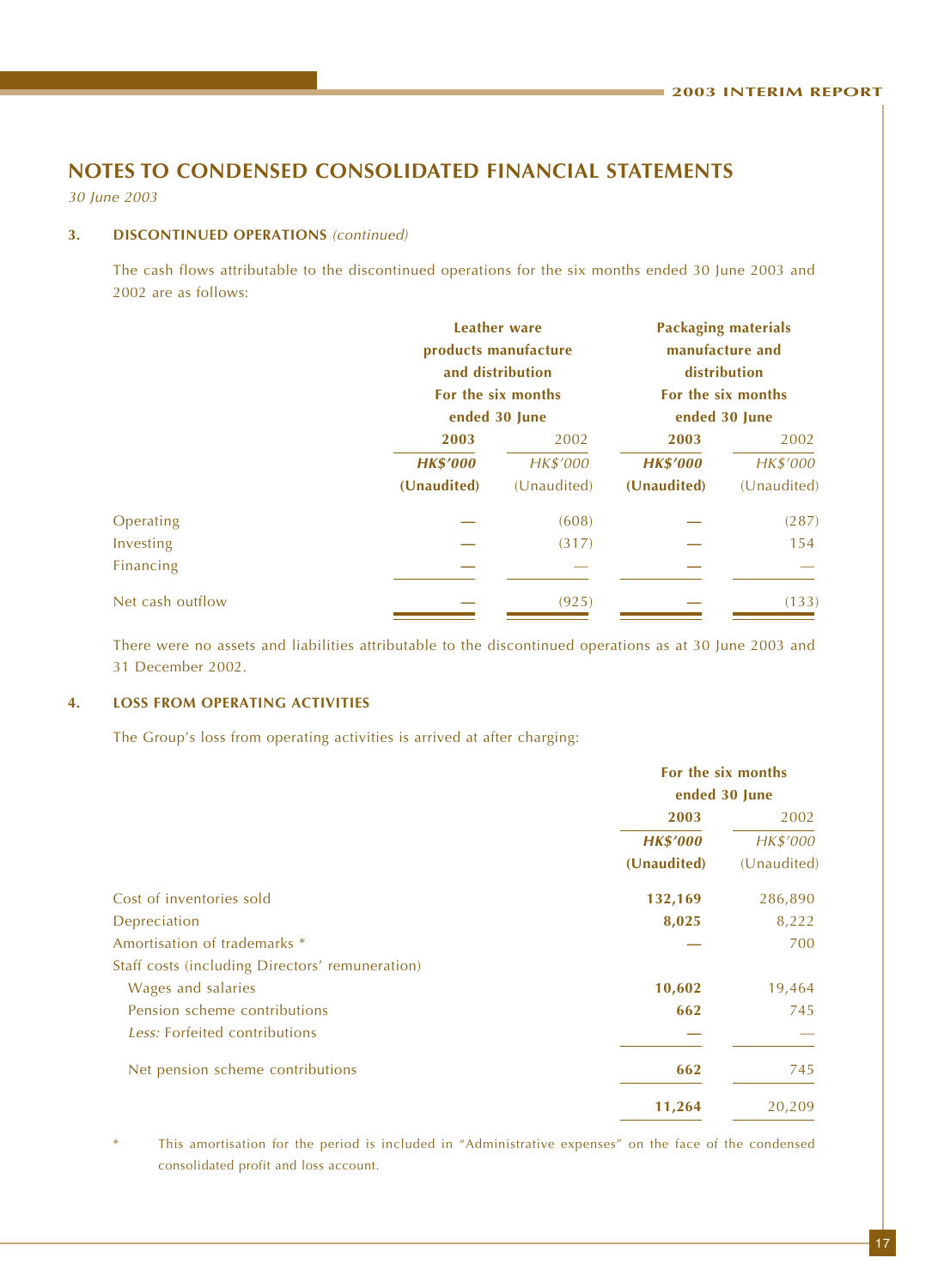# NOTES TO CONDENSED CONSOLIDATED FINANCIAL STATEMENTS

*30 June 2003*

### 3. DISCONTINUED OPERATIONS *(continued)*

The cash flows attributable to the discontinued operations for the six months ended 30 June 2003 and 2002 are as follows:

| | Leather ware products manufacture and distribution For the six months ended 30 June | | Packaging materials manufacture and distribution For the six months ended 30 June | |
|---|---|---|---|---|
| | **2003** | 2002 | **2003** | 2002 |
| | ***HK$'000*** | *HK$'000* | ***HK$'000*** | *HK$'000* |
| | **(Unaudited)** | (Unaudited) | **(Unaudited)** | (Unaudited) |
| Operating | **—** | (608) | **—** | (287) |
| Investing | **—** | (317) | **—** | 154 |
| Financing | **—** | — | **—** | — |
| Net cash outflow | **—** | (925) | **—** | (133) |

There were no assets and liabilities attributable to the discontinued operations as at 30 June 2003 and 31 December 2002.

### 4. LOSS FROM OPERATING ACTIVITIES

The Group's loss from operating activities is arrived at after charging:

| | For the six months ended 30 June | |
|---|---|---|
| | **2003** | 2002 |
| | ***HK$'000*** | *HK$'000* |
| | **(Unaudited)** | (Unaudited) |
| Cost of inventories sold | **132,169** | 286,890 |
| Depreciation | **8,025** | 8,222 |
| Amortisation of trademarks * | **—** | 700 |
| Staff costs (including Directors' remuneration) | | |
| Wages and salaries | **10,602** | 19,464 |
| Pension scheme contributions | **662** | 745 |
| *Less:* Forfeited contributions | **—** | — |
| Net pension scheme contributions | **662** | 745 |
| | **11,264** | 20,209 |

\* This amortisation for the period is included in "Administrative expenses" on the face of the condensed consolidated profit and loss account.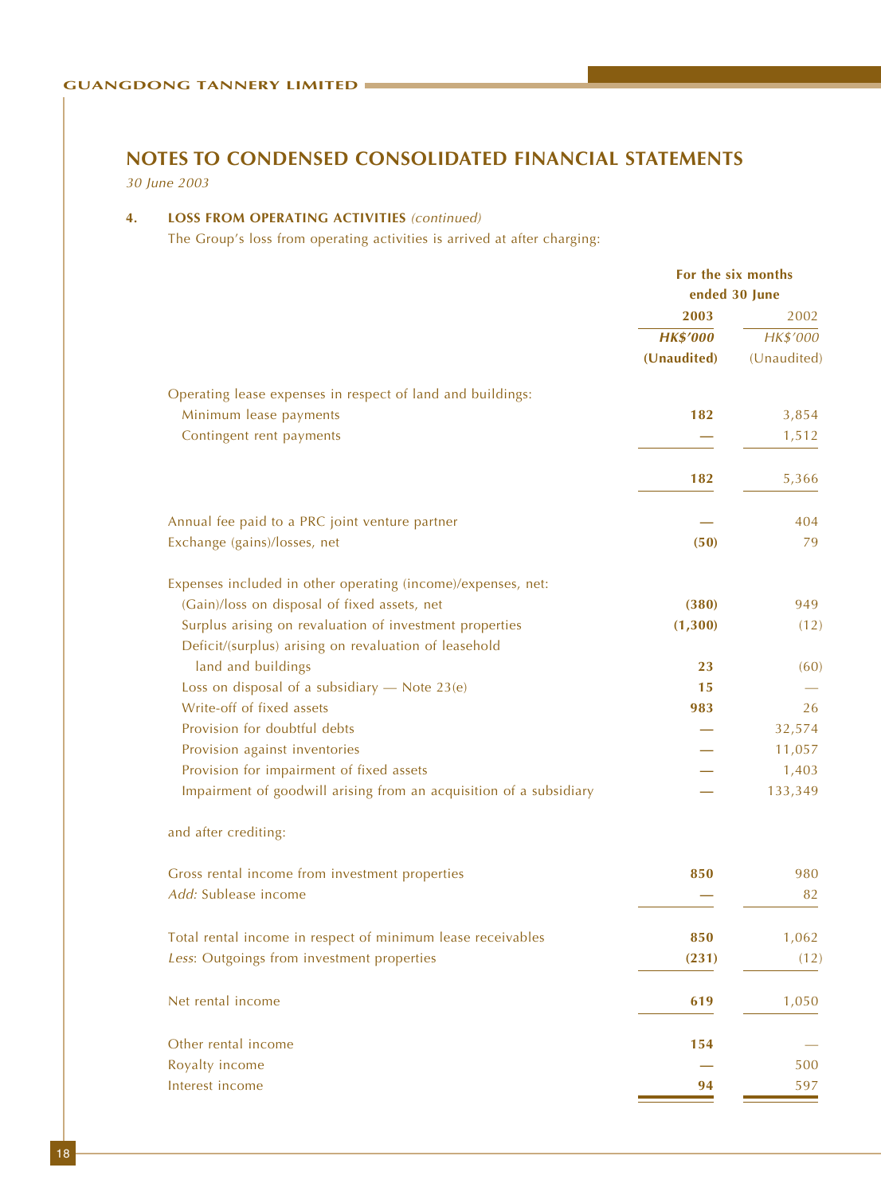## NOTES TO CONDENSED CONSOLIDATED FINANCIAL STATEMENTS

*30 June 2003*

**4. LOSS FROM OPERATING ACTIVITIES** *(continued)*

The Group's loss from operating activities is arrived at after charging:

| | For the six months ended 30 June | |
|---|---|---|
| | **2003** | 2002 |
| | ***HK$'000*** | *HK$'000* |
| | **(Unaudited)** | (Unaudited) |
| Operating lease expenses in respect of land and buildings: | | |
| Minimum lease payments | **182** | 3,854 |
| Contingent rent payments | **—** | 1,512 |
| | **182** | 5,366 |
| Annual fee paid to a PRC joint venture partner | **—** | 404 |
| Exchange (gains)/losses, net | **(50)** | 79 |
| Expenses included in other operating (income)/expenses, net: | | |
| (Gain)/loss on disposal of fixed assets, net | **(380)** | 949 |
| Surplus arising on revaluation of investment properties | **(1,300)** | (12) |
| Deficit/(surplus) arising on revaluation of leasehold land and buildings | **23** | (60) |
| Loss on disposal of a subsidiary — Note 23(e) | **15** | — |
| Write-off of fixed assets | **983** | 26 |
| Provision for doubtful debts | **—** | 32,574 |
| Provision against inventories | **—** | 11,057 |
| Provision for impairment of fixed assets | **—** | 1,403 |
| Impairment of goodwill arising from an acquisition of a subsidiary | **—** | 133,349 |
| and after crediting: | | |
| Gross rental income from investment properties | **850** | 980 |
| *Add:* Sublease income | **—** | 82 |
| Total rental income in respect of minimum lease receivables | **850** | 1,062 |
| *Less*: Outgoings from investment properties | **(231)** | (12) |
| Net rental income | **619** | 1,050 |
| Other rental income | **154** | — |
| Royalty income | **—** | 500 |
| Interest income | **94** | 597 |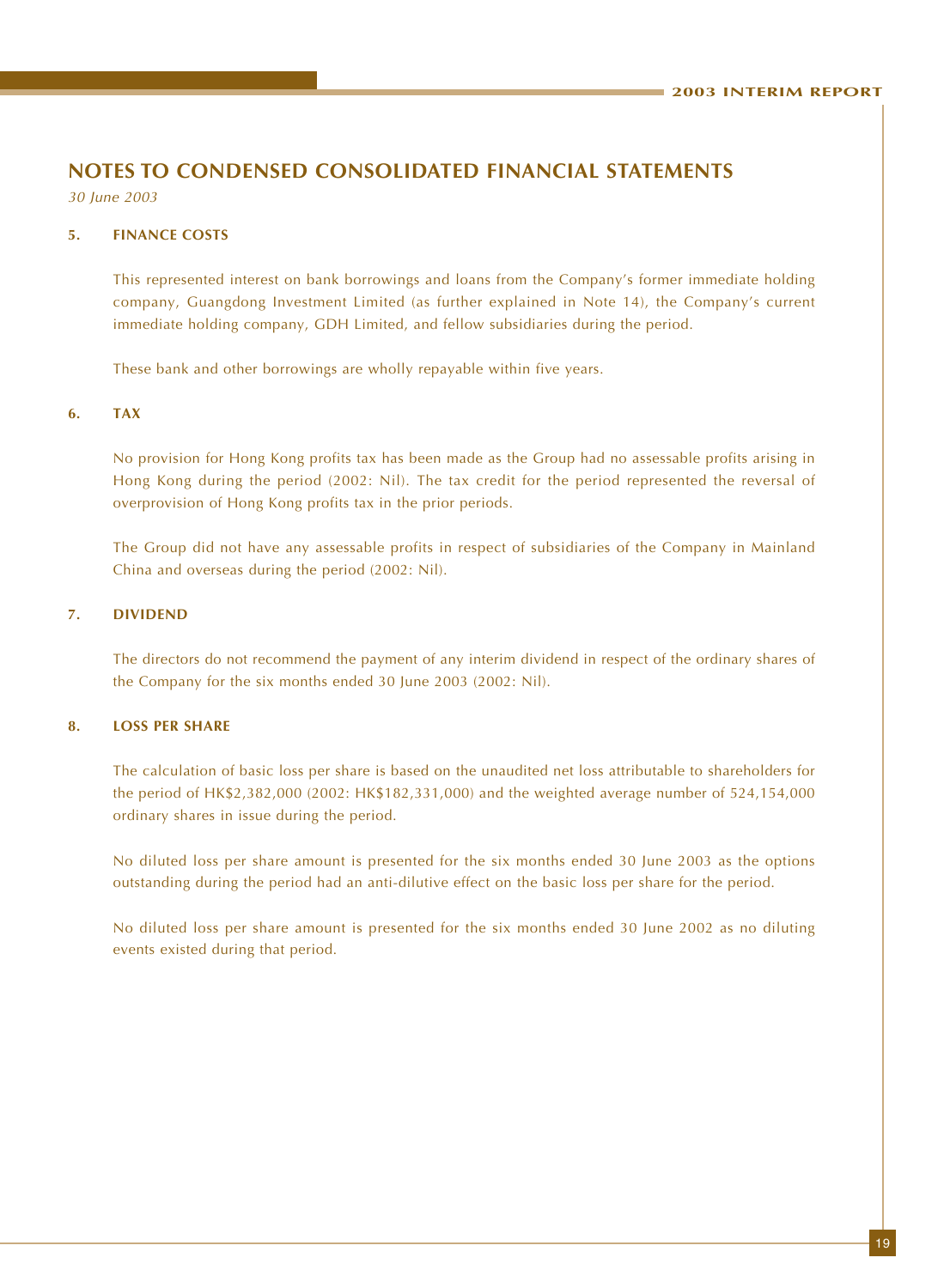# NOTES TO CONDENSED CONSOLIDATED FINANCIAL STATEMENTS

*30 June 2003*

## 5. FINANCE COSTS

This represented interest on bank borrowings and loans from the Company's former immediate holding company, Guangdong Investment Limited (as further explained in Note 14), the Company's current immediate holding company, GDH Limited, and fellow subsidiaries during the period.

These bank and other borrowings are wholly repayable within five years.

## 6. TAX

No provision for Hong Kong profits tax has been made as the Group had no assessable profits arising in Hong Kong during the period (2002: Nil). The tax credit for the period represented the reversal of overprovision of Hong Kong profits tax in the prior periods.

The Group did not have any assessable profits in respect of subsidiaries of the Company in Mainland China and overseas during the period (2002: Nil).

## 7. DIVIDEND

The directors do not recommend the payment of any interim dividend in respect of the ordinary shares of the Company for the six months ended 30 June 2003 (2002: Nil).

## 8. LOSS PER SHARE

The calculation of basic loss per share is based on the unaudited net loss attributable to shareholders for the period of HK$2,382,000 (2002: HK$182,331,000) and the weighted average number of 524,154,000 ordinary shares in issue during the period.

No diluted loss per share amount is presented for the six months ended 30 June 2003 as the options outstanding during the period had an anti-dilutive effect on the basic loss per share for the period.

No diluted loss per share amount is presented for the six months ended 30 June 2002 as no diluting events existed during that period.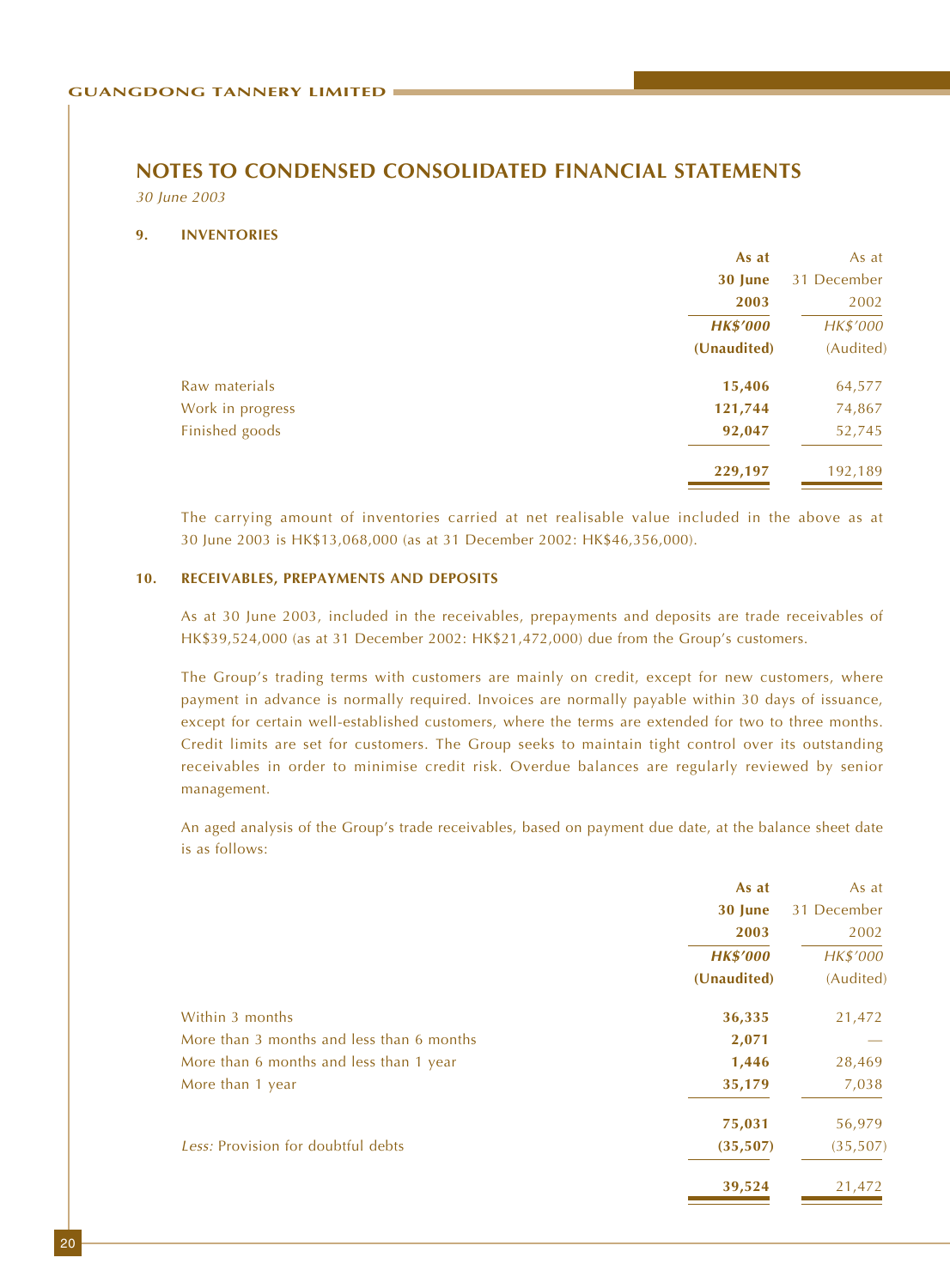# NOTES TO CONDENSED CONSOLIDATED FINANCIAL STATEMENTS

*30 June 2003*

## 9. INVENTORIES

| | As at 30 June 2003 HK$'000 (Unaudited) | As at 31 December 2002 HK$'000 (Audited) |
|---|---|---|
| Raw materials | **15,406** | 64,577 |
| Work in progress | **121,744** | 74,867 |
| Finished goods | **92,047** | 52,745 |
| | **229,197** | 192,189 |

The carrying amount of inventories carried at net realisable value included in the above as at 30 June 2003 is HK$13,068,000 (as at 31 December 2002: HK$46,356,000).

## 10. RECEIVABLES, PREPAYMENTS AND DEPOSITS

As at 30 June 2003, included in the receivables, prepayments and deposits are trade receivables of HK$39,524,000 (as at 31 December 2002: HK$21,472,000) due from the Group's customers.

The Group's trading terms with customers are mainly on credit, except for new customers, where payment in advance is normally required. Invoices are normally payable within 30 days of issuance, except for certain well-established customers, where the terms are extended for two to three months. Credit limits are set for customers. The Group seeks to maintain tight control over its outstanding receivables in order to minimise credit risk. Overdue balances are regularly reviewed by senior management.

An aged analysis of the Group's trade receivables, based on payment due date, at the balance sheet date is as follows:

| | As at 30 June 2003 HK$'000 (Unaudited) | As at 31 December 2002 HK$'000 (Audited) |
|---|---|---|
| Within 3 months | **36,335** | 21,472 |
| More than 3 months and less than 6 months | **2,071** | — |
| More than 6 months and less than 1 year | **1,446** | 28,469 |
| More than 1 year | **35,179** | 7,038 |
| | **75,031** | 56,979 |
| *Less:* Provision for doubtful debts | **(35,507)** | (35,507) |
| | **39,524** | 21,472 |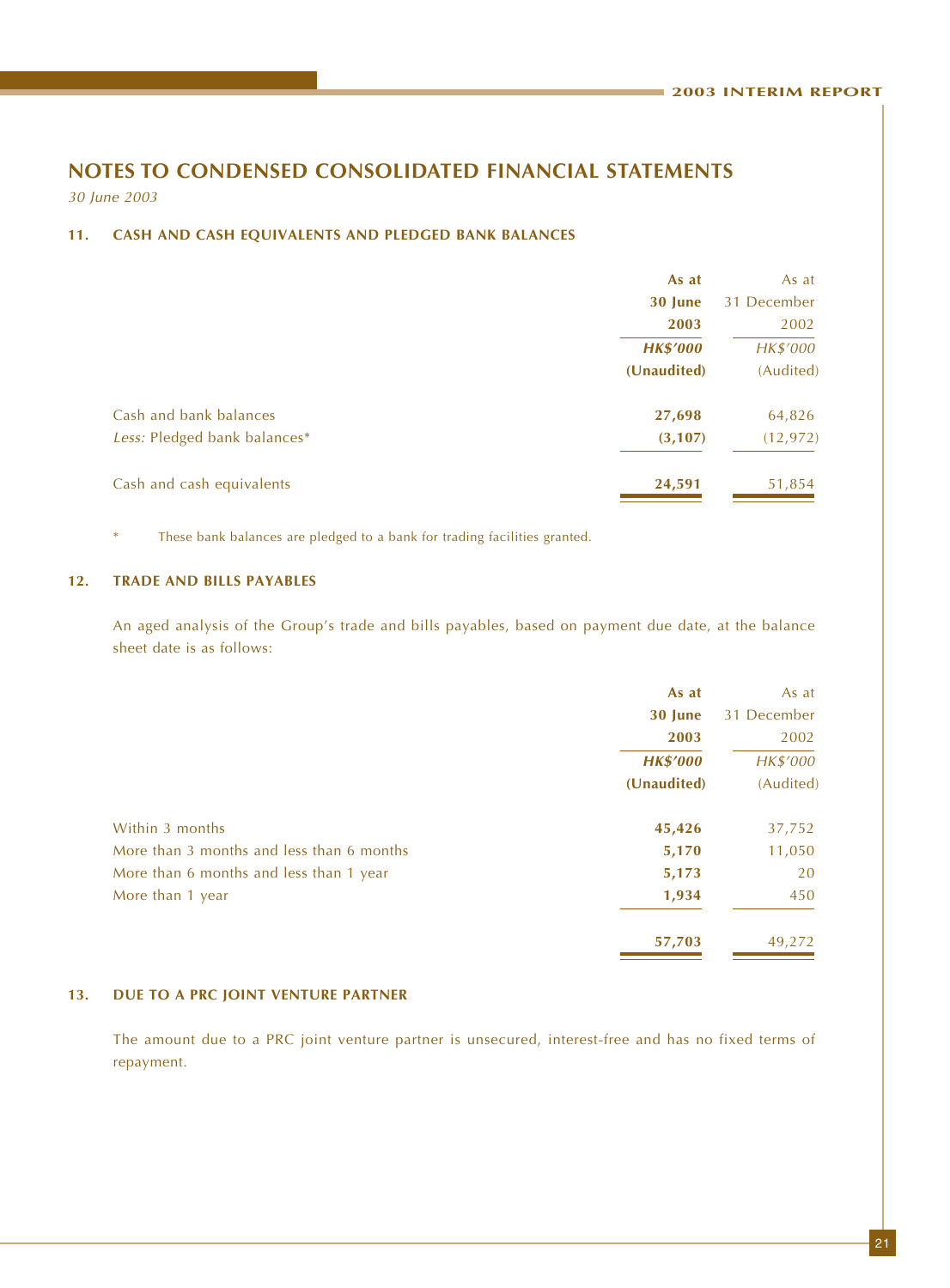# NOTES TO CONDENSED CONSOLIDATED FINANCIAL STATEMENTS

*30 June 2003*

## 11. CASH AND CASH EQUIVALENTS AND PLEDGED BANK BALANCES

| | **As at 30 June 2003** | As at 31 December 2002 |
|---|---|---|
| | ***HK$'000*** | *HK$'000* |
| | **(Unaudited)** | (Audited) |
| Cash and bank balances | **27,698** | 64,826 |
| *Less:* Pledged bank balances* | **(3,107)** | (12,972) |
| Cash and cash equivalents | **24,591** | 51,854 |

\* These bank balances are pledged to a bank for trading facilities granted.

## 12. TRADE AND BILLS PAYABLES

An aged analysis of the Group's trade and bills payables, based on payment due date, at the balance sheet date is as follows:

| | **As at 30 June 2003** | As at 31 December 2002 |
|---|---|---|
| | ***HK$'000*** | *HK$'000* |
| | **(Unaudited)** | (Audited) |
| Within 3 months | **45,426** | 37,752 |
| More than 3 months and less than 6 months | **5,170** | 11,050 |
| More than 6 months and less than 1 year | **5,173** | 20 |
| More than 1 year | **1,934** | 450 |
| | **57,703** | 49,272 |

## 13. DUE TO A PRC JOINT VENTURE PARTNER

The amount due to a PRC joint venture partner is unsecured, interest-free and has no fixed terms of repayment.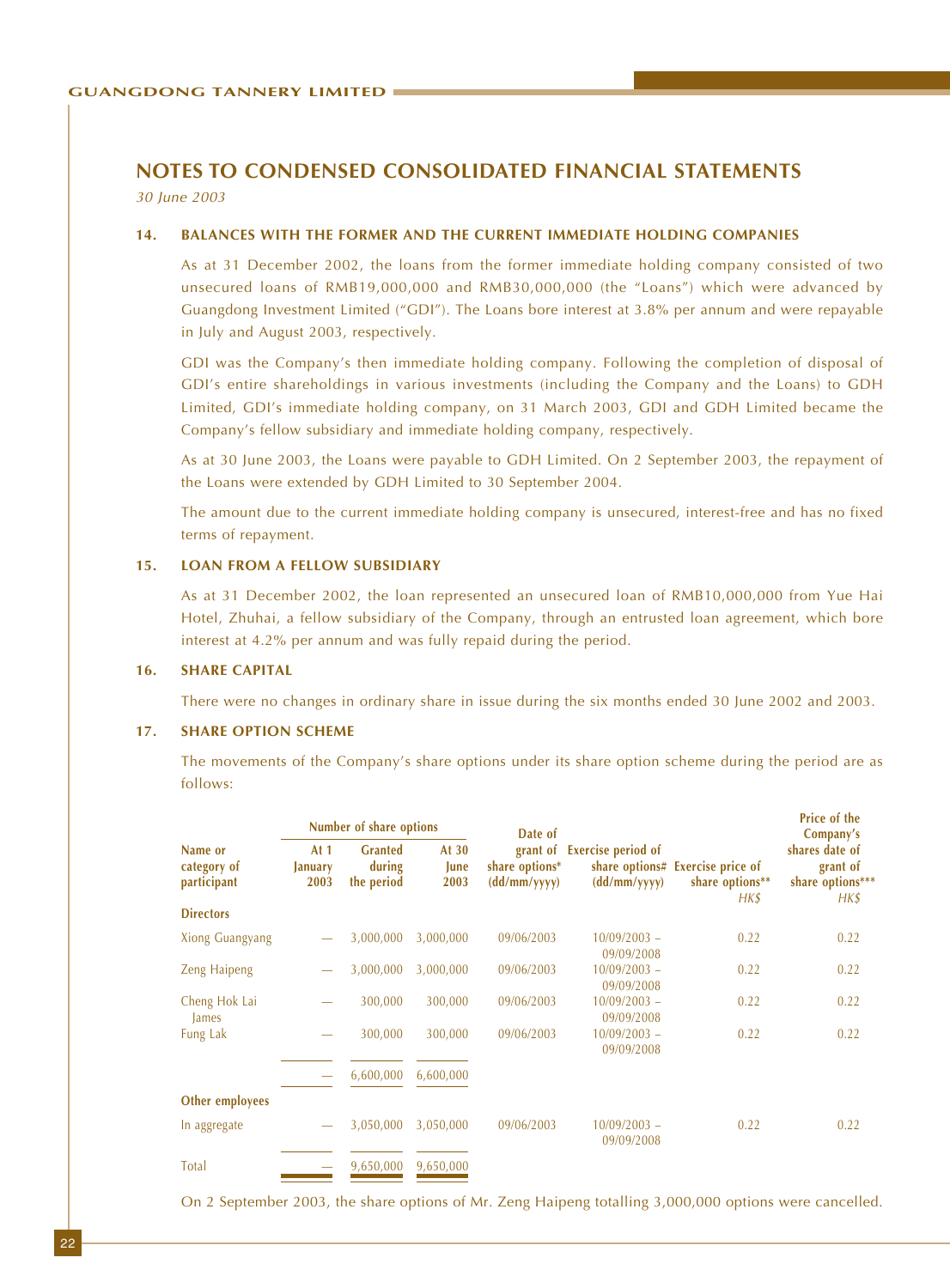# NOTES TO CONDENSED CONSOLIDATED FINANCIAL STATEMENTS

*30 June 2003*

### 14. BALANCES WITH THE FORMER AND THE CURRENT IMMEDIATE HOLDING COMPANIES

As at 31 December 2002, the loans from the former immediate holding company consisted of two unsecured loans of RMB19,000,000 and RMB30,000,000 (the "Loans") which were advanced by Guangdong Investment Limited ("GDI"). The Loans bore interest at 3.8% per annum and were repayable in July and August 2003, respectively.

GDI was the Company's then immediate holding company. Following the completion of disposal of GDI's entire shareholdings in various investments (including the Company and the Loans) to GDH Limited, GDI's immediate holding company, on 31 March 2003, GDI and GDH Limited became the Company's fellow subsidiary and immediate holding company, respectively.

As at 30 June 2003, the Loans were payable to GDH Limited. On 2 September 2003, the repayment of the Loans were extended by GDH Limited to 30 September 2004.

The amount due to the current immediate holding company is unsecured, interest-free and has no fixed terms of repayment.

### 15. LOAN FROM A FELLOW SUBSIDIARY

As at 31 December 2002, the loan represented an unsecured loan of RMB10,000,000 from Yue Hai Hotel, Zhuhai, a fellow subsidiary of the Company, through an entrusted loan agreement, which bore interest at 4.2% per annum and was fully repaid during the period.

### 16. SHARE CAPITAL

There were no changes in ordinary share in issue during the six months ended 30 June 2002 and 2003.

### 17. SHARE OPTION SCHEME

The movements of the Company's share options under its share option scheme during the period are as follows:

| Name or category of participant | Number of share options | | | Date of grant of share options* (dd/mm/yyyy) | Exercise period of share options# (dd/mm/yyyy) | Exercise price of share options** HK$ | Price of the Company's shares date of grant of share options*** HK$ |
|---|---|---|---|---|---|---|---|
| | At 1 January 2003 | Granted during the period | At 30 June 2003 | | | | |
| **Directors** | | | | | | | |
| Xiong Guangyang | — | 3,000,000 | 3,000,000 | 09/06/2003 | 10/09/2003 – 09/09/2008 | 0.22 | 0.22 |
| Zeng Haipeng | — | 3,000,000 | 3,000,000 | 09/06/2003 | 10/09/2003 – 09/09/2008 | 0.22 | 0.22 |
| Cheng Hok Lai James | — | 300,000 | 300,000 | 09/06/2003 | 10/09/2003 – 09/09/2008 | 0.22 | 0.22 |
| Fung Lak | — | 300,000 | 300,000 | 09/06/2003 | 10/09/2003 – 09/09/2008 | 0.22 | 0.22 |
| | — | 6,600,000 | 6,600,000 | | | | |
| **Other employees** | | | | | | | |
| In aggregate | — | 3,050,000 | 3,050,000 | 09/06/2003 | 10/09/2003 – 09/09/2008 | 0.22 | 0.22 |
| Total | — | 9,650,000 | 9,650,000 | | | | |

On 2 September 2003, the share options of Mr. Zeng Haipeng totalling 3,000,000 options were cancelled.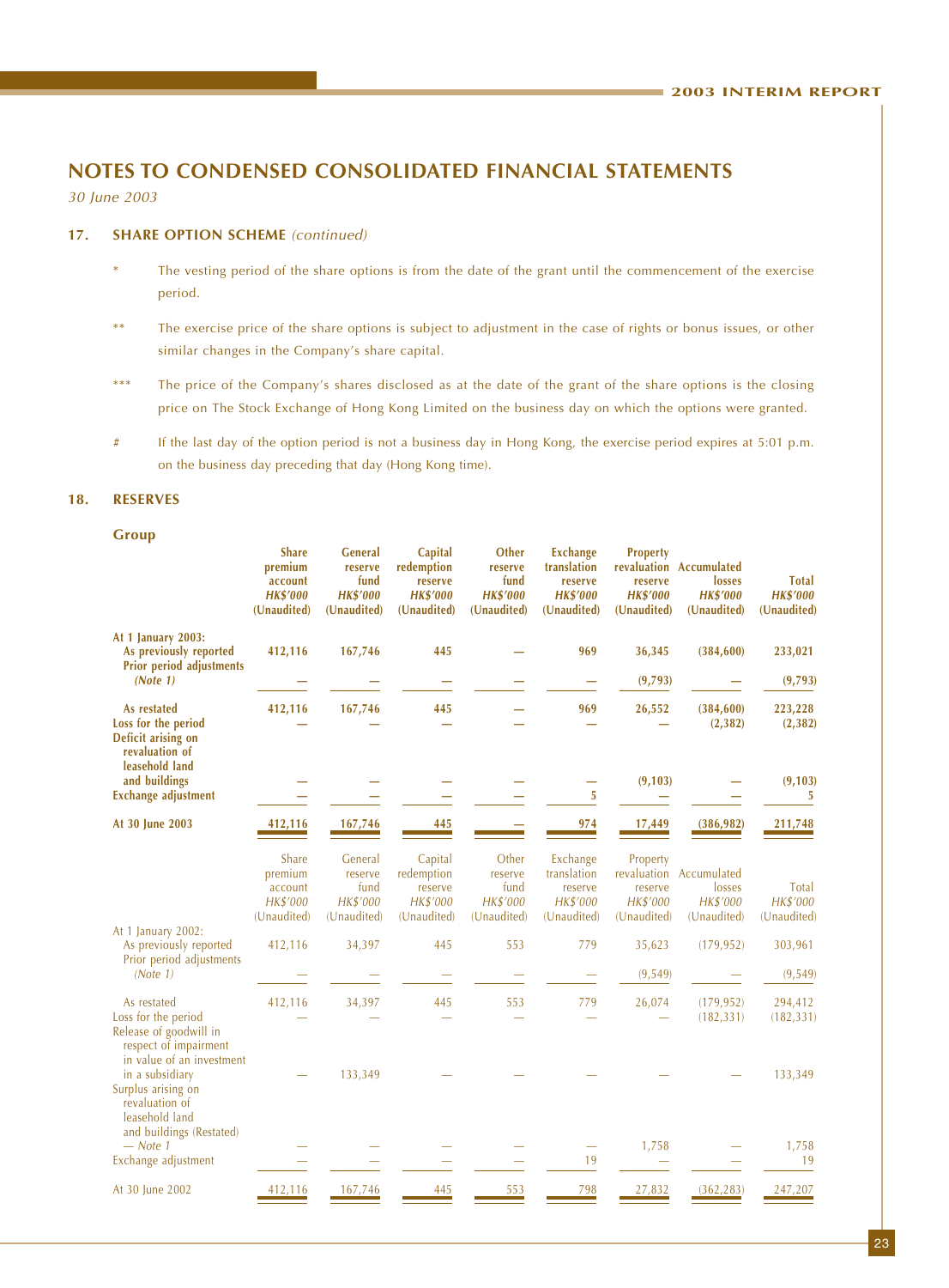# NOTES TO CONDENSED CONSOLIDATED FINANCIAL STATEMENTS

*30 June 2003*

## 17. SHARE OPTION SCHEME *(continued)*

\* The vesting period of the share options is from the date of the grant until the commencement of the exercise period.

\*\* The exercise price of the share options is subject to adjustment in the case of rights or bonus issues, or other similar changes in the Company's share capital.

\*\*\* The price of the Company's shares disclosed as at the date of the grant of the share options is the closing price on The Stock Exchange of Hong Kong Limited on the business day on which the options were granted.

\# If the last day of the option period is not a business day in Hong Kong, the exercise period expires at 5:01 p.m. on the business day preceding that day (Hong Kong time).

## 18. RESERVES

### Group

| | Share premium account HK$'000 (Unaudited) | General reserve fund HK$'000 (Unaudited) | Capital redemption reserve HK$'000 (Unaudited) | Other reserve fund HK$'000 (Unaudited) | Exchange translation reserve HK$'000 (Unaudited) | Property revaluation reserve HK$'000 (Unaudited) | Accumulated losses HK$'000 (Unaudited) | Total HK$'000 (Unaudited) |
|---|---|---|---|---|---|---|---|---|
| **At 1 January 2003:** | | | | | | | | |
| **As previously reported** | **412,116** | **167,746** | **445** | **—** | **969** | **36,345** | **(384,600)** | **233,021** |
| **Prior period adjustments *(Note 1)*** | **—** | **—** | **—** | **—** | **—** | **(9,793)** | **—** | **(9,793)** |
| **As restated** | **412,116** | **167,746** | **445** | **—** | **969** | **26,552** | **(384,600)** | **223,228** |
| **Loss for the period** | **—** | **—** | **—** | **—** | **—** | **—** | **(2,382)** | **(2,382)** |
| **Deficit arising on revaluation of leasehold land and buildings** | **—** | **—** | **—** | **—** | **—** | **(9,103)** | **—** | **(9,103)** |
| **Exchange adjustment** | **—** | **—** | **—** | **—** | **5** | **—** | **—** | **5** |
| **At 30 June 2003** | **412,116** | **167,746** | **445** | **—** | **974** | **17,449** | **(386,982)** | **211,748** |

| | Share premium account HK$'000 (Unaudited) | General reserve fund HK$'000 (Unaudited) | Capital redemption reserve HK$'000 (Unaudited) | Other reserve fund HK$'000 (Unaudited) | Exchange translation reserve HK$'000 (Unaudited) | Property revaluation reserve HK$'000 (Unaudited) | Accumulated losses HK$'000 (Unaudited) | Total HK$'000 (Unaudited) |
|---|---|---|---|---|---|---|---|---|
| At 1 January 2002: | | | | | | | | |
| As previously reported | 412,116 | 34,397 | 445 | 553 | 779 | 35,623 | (179,952) | 303,961 |
| Prior period adjustments *(Note 1)* | — | — | — | — | — | (9,549) | — | (9,549) |
| As restated | 412,116 | 34,397 | 445 | 553 | 779 | 26,074 | (179,952) | 294,412 |
| Loss for the period | — | — | — | — | — | — | (182,331) | (182,331) |
| Release of goodwill in respect of impairment in value of an investment in a subsidiary | — | 133,349 | — | — | — | — | — | 133,349 |
| Surplus arising on revaluation of leasehold land and buildings (Restated) — Note 1 | — | — | — | — | — | 1,758 | — | 1,758 |
| Exchange adjustment | — | — | — | — | 19 | — | — | 19 |
| At 30 June 2002 | 412,116 | 167,746 | 445 | 553 | 798 | 27,832 | (362,283) | 247,207 |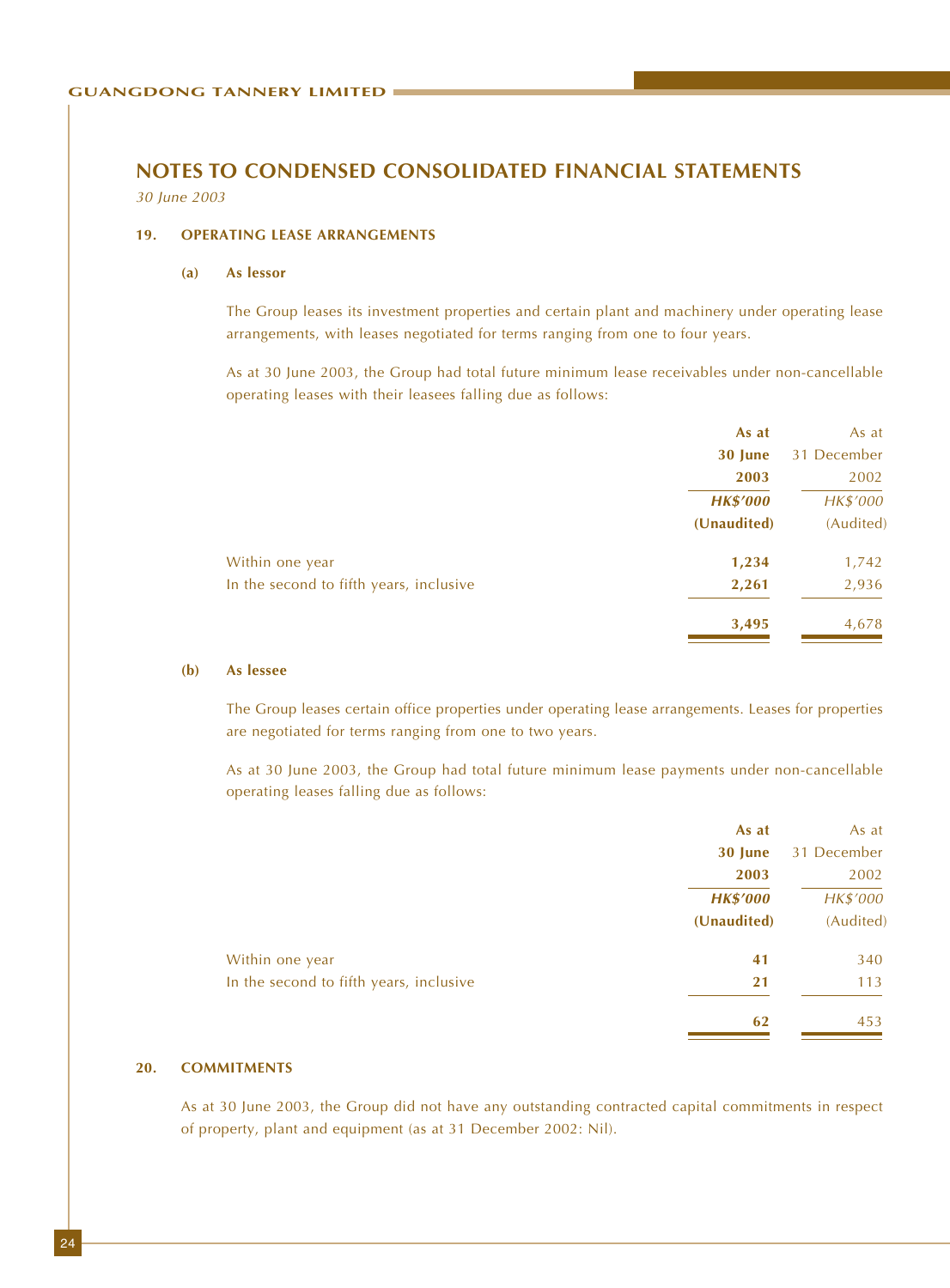# NOTES TO CONDENSED CONSOLIDATED FINANCIAL STATEMENTS

*30 June 2003*

## 19. OPERATING LEASE ARRANGEMENTS

### (a) As lessor

The Group leases its investment properties and certain plant and machinery under operating lease arrangements, with leases negotiated for terms ranging from one to four years.

As at 30 June 2003, the Group had total future minimum lease receivables under non-cancellable operating leases with their leasees falling due as follows:

| | **As at 30 June 2003** | As at 31 December 2002 |
|---|---|---|
| | ***HK$'000*** | *HK$'000* |
| | **(Unaudited)** | (Audited) |
| Within one year | **1,234** | 1,742 |
| In the second to fifth years, inclusive | **2,261** | 2,936 |
| | **3,495** | 4,678 |

### (b) As lessee

The Group leases certain office properties under operating lease arrangements. Leases for properties are negotiated for terms ranging from one to two years.

As at 30 June 2003, the Group had total future minimum lease payments under non-cancellable operating leases falling due as follows:

| | **As at 30 June 2003** | As at 31 December 2002 |
|---|---|---|
| | ***HK$'000*** | *HK$'000* |
| | **(Unaudited)** | (Audited) |
| Within one year | **41** | 340 |
| In the second to fifth years, inclusive | **21** | 113 |
| | **62** | 453 |

## 20. COMMITMENTS

As at 30 June 2003, the Group did not have any outstanding contracted capital commitments in respect of property, plant and equipment (as at 31 December 2002: Nil).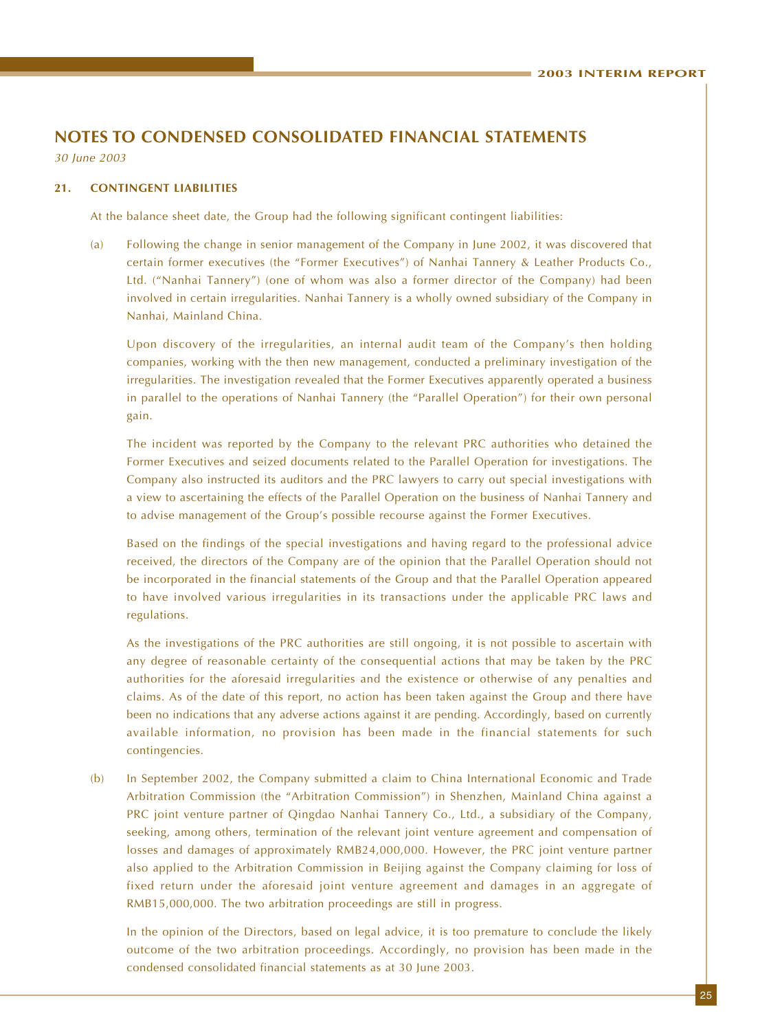# NOTES TO CONDENSED CONSOLIDATED FINANCIAL STATEMENTS

*30 June 2003*

## 21. CONTINGENT LIABILITIES

At the balance sheet date, the Group had the following significant contingent liabilities:

(a) Following the change in senior management of the Company in June 2002, it was discovered that certain former executives (the "Former Executives") of Nanhai Tannery & Leather Products Co., Ltd. ("Nanhai Tannery") (one of whom was also a former director of the Company) had been involved in certain irregularities. Nanhai Tannery is a wholly owned subsidiary of the Company in Nanhai, Mainland China.

Upon discovery of the irregularities, an internal audit team of the Company's then holding companies, working with the then new management, conducted a preliminary investigation of the irregularities. The investigation revealed that the Former Executives apparently operated a business in parallel to the operations of Nanhai Tannery (the "Parallel Operation") for their own personal gain.

The incident was reported by the Company to the relevant PRC authorities who detained the Former Executives and seized documents related to the Parallel Operation for investigations. The Company also instructed its auditors and the PRC lawyers to carry out special investigations with a view to ascertaining the effects of the Parallel Operation on the business of Nanhai Tannery and to advise management of the Group's possible recourse against the Former Executives.

Based on the findings of the special investigations and having regard to the professional advice received, the directors of the Company are of the opinion that the Parallel Operation should not be incorporated in the financial statements of the Group and that the Parallel Operation appeared to have involved various irregularities in its transactions under the applicable PRC laws and regulations.

As the investigations of the PRC authorities are still ongoing, it is not possible to ascertain with any degree of reasonable certainty of the consequential actions that may be taken by the PRC authorities for the aforesaid irregularities and the existence or otherwise of any penalties and claims. As of the date of this report, no action has been taken against the Group and there have been no indications that any adverse actions against it are pending. Accordingly, based on currently available information, no provision has been made in the financial statements for such contingencies.

(b) In September 2002, the Company submitted a claim to China International Economic and Trade Arbitration Commission (the "Arbitration Commission") in Shenzhen, Mainland China against a PRC joint venture partner of Qingdao Nanhai Tannery Co., Ltd., a subsidiary of the Company, seeking, among others, termination of the relevant joint venture agreement and compensation of losses and damages of approximately RMB24,000,000. However, the PRC joint venture partner also applied to the Arbitration Commission in Beijing against the Company claiming for loss of fixed return under the aforesaid joint venture agreement and damages in an aggregate of RMB15,000,000. The two arbitration proceedings are still in progress.

In the opinion of the Directors, based on legal advice, it is too premature to conclude the likely outcome of the two arbitration proceedings. Accordingly, no provision has been made in the condensed consolidated financial statements as at 30 June 2003.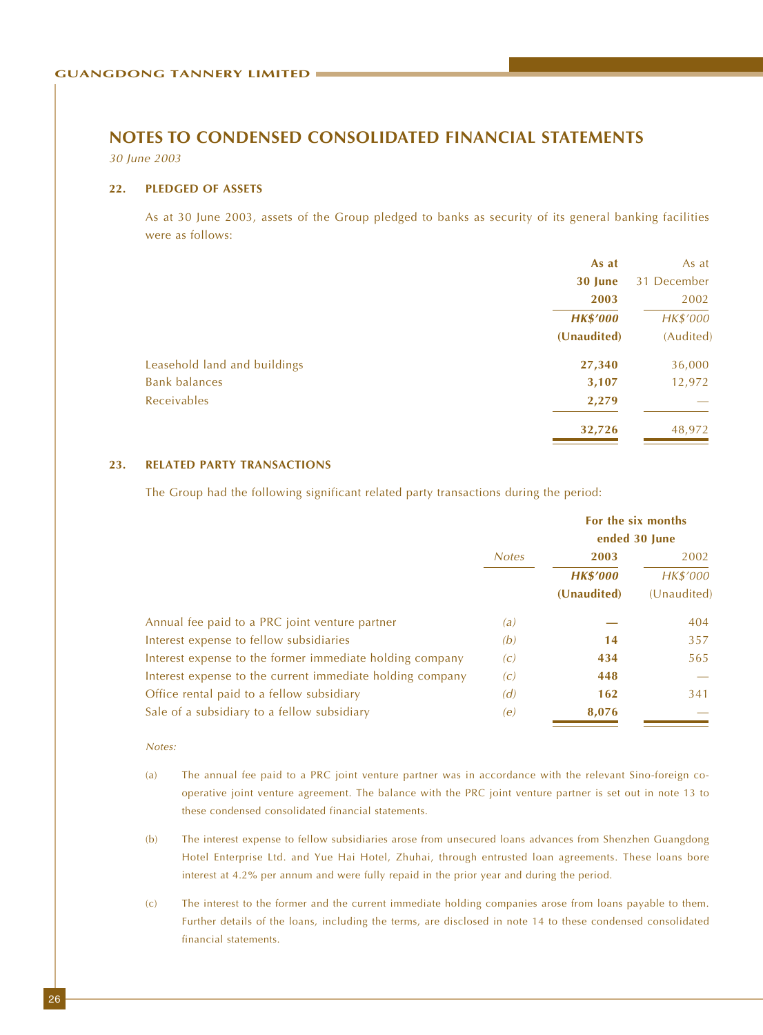# NOTES TO CONDENSED CONSOLIDATED FINANCIAL STATEMENTS

*30 June 2003*

## 22. PLEDGED OF ASSETS

As at 30 June 2003, assets of the Group pledged to banks as security of its general banking facilities were as follows:

| | As at 30 June 2003 | As at 31 December 2002 |
|---|---|---|
| | *HK$'000* | *HK$'000* |
| | (Unaudited) | (Audited) |
| Leasehold land and buildings | **27,340** | 36,000 |
| Bank balances | **3,107** | 12,972 |
| Receivables | **2,279** | — |
| | **32,726** | 48,972 |

## 23. RELATED PARTY TRANSACTIONS

The Group had the following significant related party transactions during the period:

| | | For the six months ended 30 June | |
|---|---|---|---|
| | *Notes* | **2003** | 2002 |
| | | *HK$'000* | *HK$'000* |
| | | (Unaudited) | (Unaudited) |
| Annual fee paid to a PRC joint venture partner | *(a)* | **—** | 404 |
| Interest expense to fellow subsidiaries | *(b)* | **14** | 357 |
| Interest expense to the former immediate holding company | *(c)* | **434** | 565 |
| Interest expense to the current immediate holding company | *(c)* | **448** | — |
| Office rental paid to a fellow subsidiary | *(d)* | **162** | 341 |
| Sale of a subsidiary to a fellow subsidiary | *(e)* | **8,076** | — |

*Notes:*

(a) The annual fee paid to a PRC joint venture partner was in accordance with the relevant Sino-foreign co-operative joint venture agreement. The balance with the PRC joint venture partner is set out in note 13 to these condensed consolidated financial statements.

(b) The interest expense to fellow subsidiaries arose from unsecured loans advances from Shenzhen Guangdong Hotel Enterprise Ltd. and Yue Hai Hotel, Zhuhai, through entrusted loan agreements. These loans bore interest at 4.2% per annum and were fully repaid in the prior year and during the period.

(c) The interest to the former and the current immediate holding companies arose from loans payable to them. Further details of the loans, including the terms, are disclosed in note 14 to these condensed consolidated financial statements.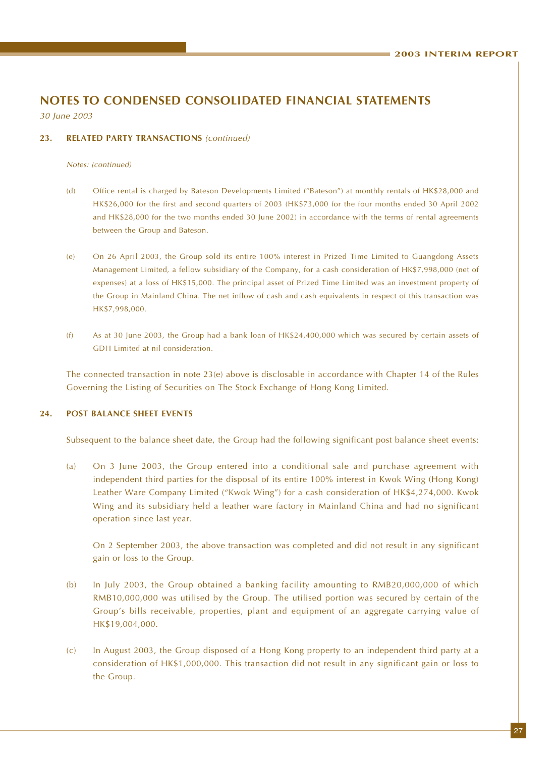# NOTES TO CONDENSED CONSOLIDATED FINANCIAL STATEMENTS

*30 June 2003*

### 23. RELATED PARTY TRANSACTIONS *(continued)*

*Notes: (continued)*

(d) Office rental is charged by Bateson Developments Limited ("Bateson") at monthly rentals of HK$28,000 and HK$26,000 for the first and second quarters of 2003 (HK$73,000 for the four months ended 30 April 2002 and HK$28,000 for the two months ended 30 June 2002) in accordance with the terms of rental agreements between the Group and Bateson.

(e) On 26 April 2003, the Group sold its entire 100% interest in Prized Time Limited to Guangdong Assets Management Limited, a fellow subsidiary of the Company, for a cash consideration of HK$7,998,000 (net of expenses) at a loss of HK$15,000. The principal asset of Prized Time Limited was an investment property of the Group in Mainland China. The net inflow of cash and cash equivalents in respect of this transaction was HK$7,998,000.

(f) As at 30 June 2003, the Group had a bank loan of HK$24,400,000 which was secured by certain assets of GDH Limited at nil consideration.

The connected transaction in note 23(e) above is disclosable in accordance with Chapter 14 of the Rules Governing the Listing of Securities on The Stock Exchange of Hong Kong Limited.

### 24. POST BALANCE SHEET EVENTS

Subsequent to the balance sheet date, the Group had the following significant post balance sheet events:

(a) On 3 June 2003, the Group entered into a conditional sale and purchase agreement with independent third parties for the disposal of its entire 100% interest in Kwok Wing (Hong Kong) Leather Ware Company Limited ("Kwok Wing") for a cash consideration of HK$4,274,000. Kwok Wing and its subsidiary held a leather ware factory in Mainland China and had no significant operation since last year.

On 2 September 2003, the above transaction was completed and did not result in any significant gain or loss to the Group.

(b) In July 2003, the Group obtained a banking facility amounting to RMB20,000,000 of which RMB10,000,000 was utilised by the Group. The utilised portion was secured by certain of the Group's bills receivable, properties, plant and equipment of an aggregate carrying value of HK$19,004,000.

(c) In August 2003, the Group disposed of a Hong Kong property to an independent third party at a consideration of HK$1,000,000. This transaction did not result in any significant gain or loss to the Group.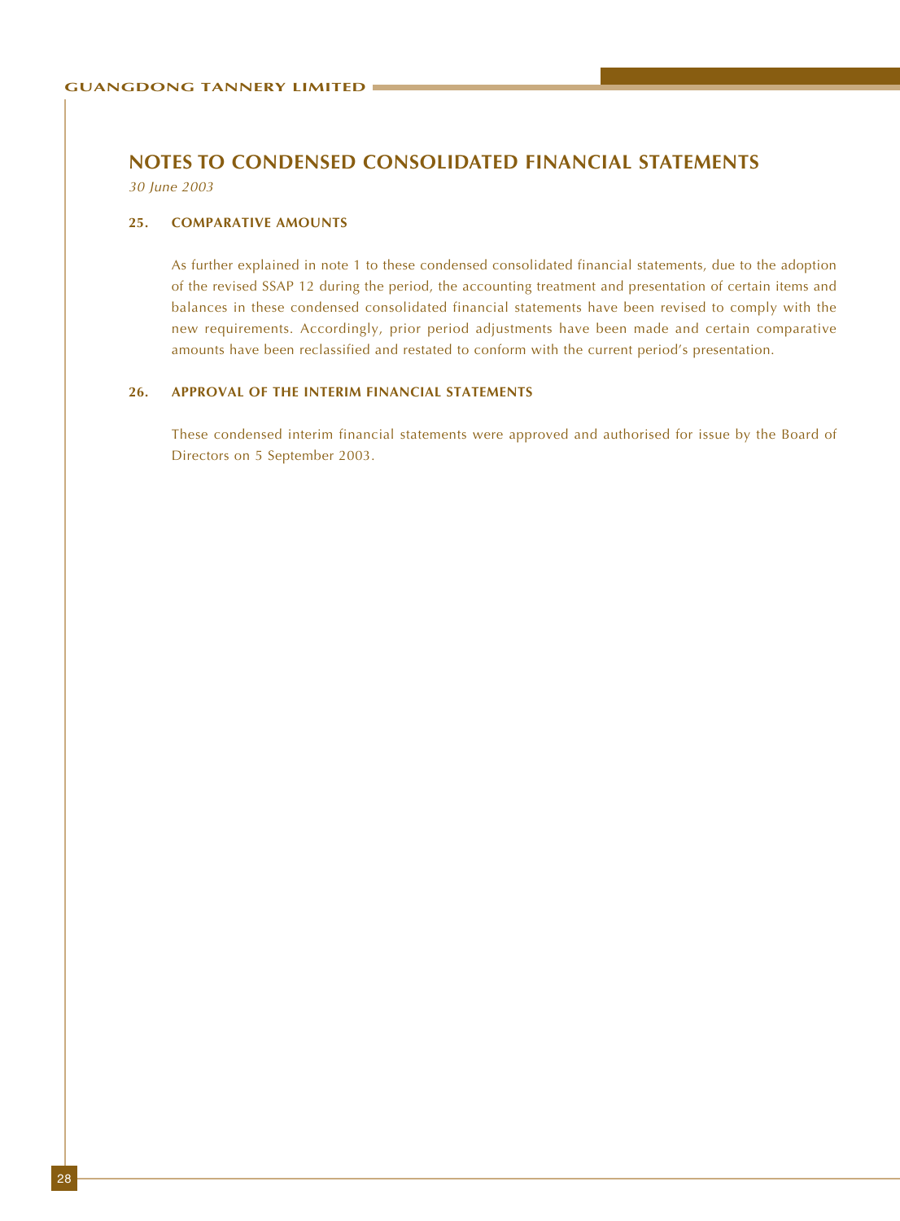# NOTES TO CONDENSED CONSOLIDATED FINANCIAL STATEMENTS

*30 June 2003*

## 25. COMPARATIVE AMOUNTS

As further explained in note 1 to these condensed consolidated financial statements, due to the adoption of the revised SSAP 12 during the period, the accounting treatment and presentation of certain items and balances in these condensed consolidated financial statements have been revised to comply with the new requirements. Accordingly, prior period adjustments have been made and certain comparative amounts have been reclassified and restated to conform with the current period's presentation.

## 26. APPROVAL OF THE INTERIM FINANCIAL STATEMENTS

These condensed interim financial statements were approved and authorised for issue by the Board of Directors on 5 September 2003.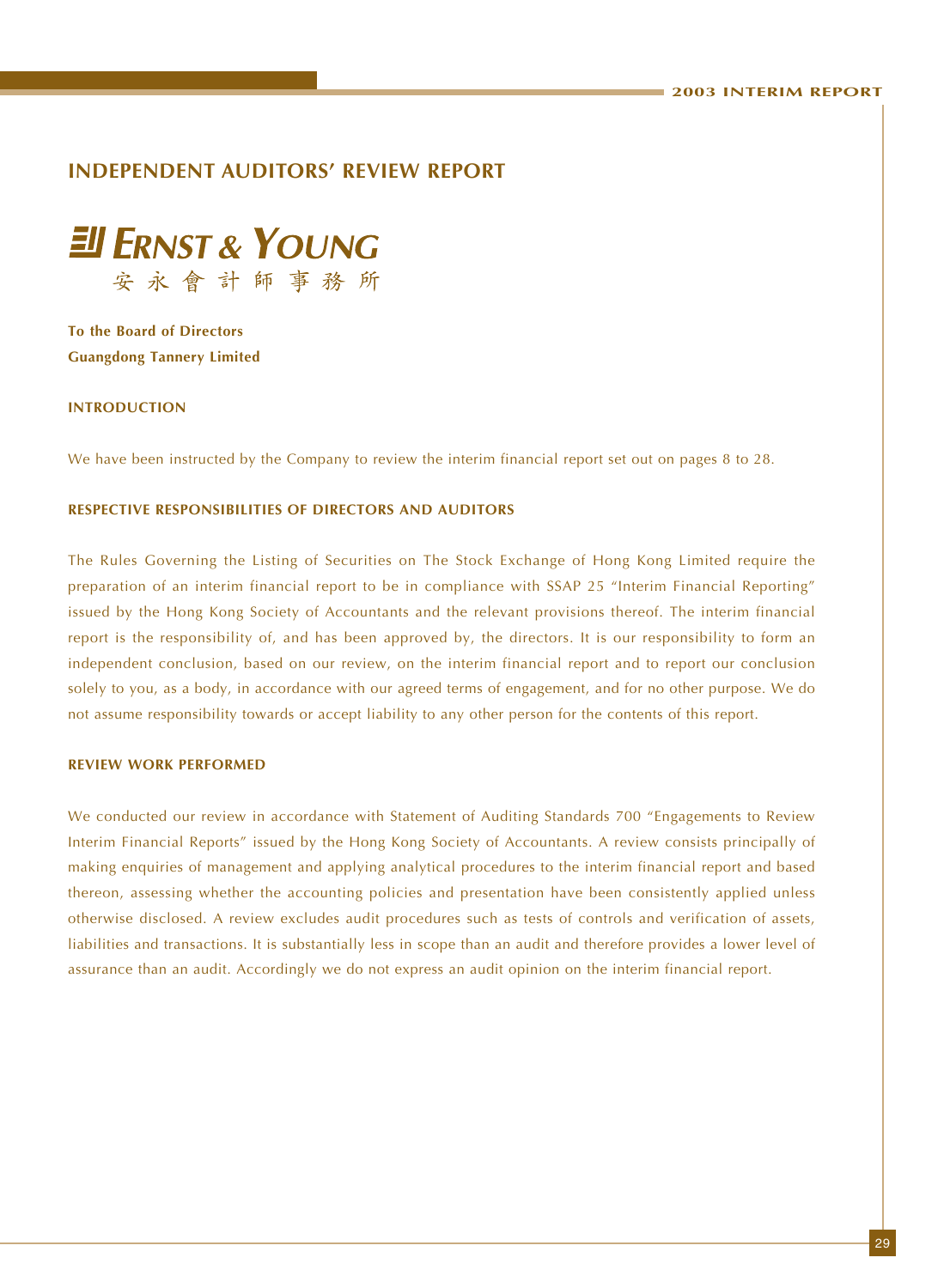# INDEPENDENT AUDITORS' REVIEW REPORT

**ERNST & YOUNG**
安永會計師事務所

**To the Board of Directors**
**Guangdong Tannery Limited**

### INTRODUCTION

We have been instructed by the Company to review the interim financial report set out on pages 8 to 28.

### RESPECTIVE RESPONSIBILITIES OF DIRECTORS AND AUDITORS

The Rules Governing the Listing of Securities on The Stock Exchange of Hong Kong Limited require the preparation of an interim financial report to be in compliance with SSAP 25 "Interim Financial Reporting" issued by the Hong Kong Society of Accountants and the relevant provisions thereof. The interim financial report is the responsibility of, and has been approved by, the directors. It is our responsibility to form an independent conclusion, based on our review, on the interim financial report and to report our conclusion solely to you, as a body, in accordance with our agreed terms of engagement, and for no other purpose. We do not assume responsibility towards or accept liability to any other person for the contents of this report.

### REVIEW WORK PERFORMED

We conducted our review in accordance with Statement of Auditing Standards 700 "Engagements to Review Interim Financial Reports" issued by the Hong Kong Society of Accountants. A review consists principally of making enquiries of management and applying analytical procedures to the interim financial report and based thereon, assessing whether the accounting policies and presentation have been consistently applied unless otherwise disclosed. A review excludes audit procedures such as tests of controls and verification of assets, liabilities and transactions. It is substantially less in scope than an audit and therefore provides a lower level of assurance than an audit. Accordingly we do not express an audit opinion on the interim financial report.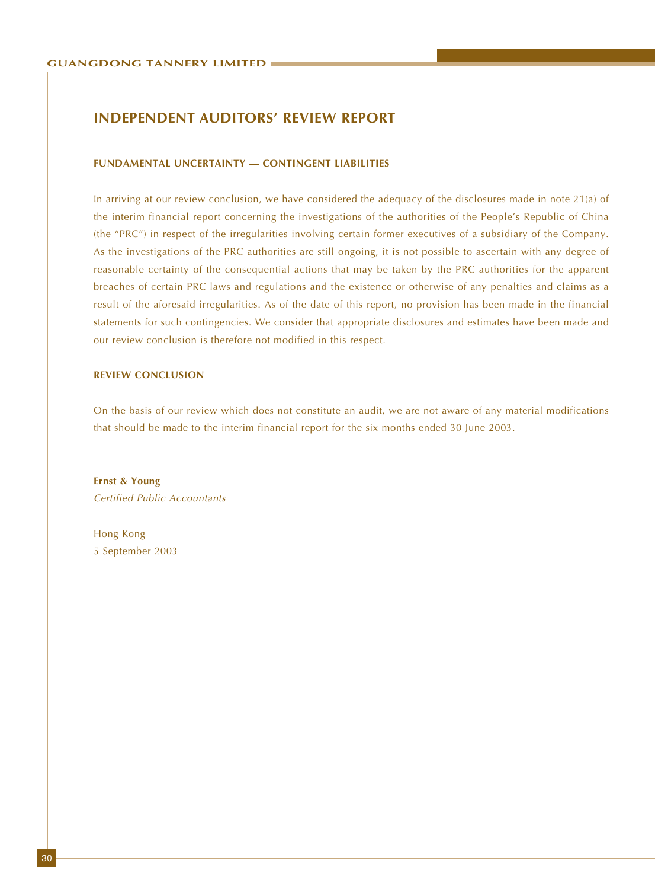# INDEPENDENT AUDITORS' REVIEW REPORT

### FUNDAMENTAL UNCERTAINTY — CONTINGENT LIABILITIES

In arriving at our review conclusion, we have considered the adequacy of the disclosures made in note 21(a) of the interim financial report concerning the investigations of the authorities of the People's Republic of China (the "PRC") in respect of the irregularities involving certain former executives of a subsidiary of the Company. As the investigations of the PRC authorities are still ongoing, it is not possible to ascertain with any degree of reasonable certainty of the consequential actions that may be taken by the PRC authorities for the apparent breaches of certain PRC laws and regulations and the existence or otherwise of any penalties and claims as a result of the aforesaid irregularities. As of the date of this report, no provision has been made in the financial statements for such contingencies. We consider that appropriate disclosures and estimates have been made and our review conclusion is therefore not modified in this respect.

### REVIEW CONCLUSION

On the basis of our review which does not constitute an audit, we are not aware of any material modifications that should be made to the interim financial report for the six months ended 30 June 2003.

**Ernst & Young**
*Certified Public Accountants*

Hong Kong
5 September 2003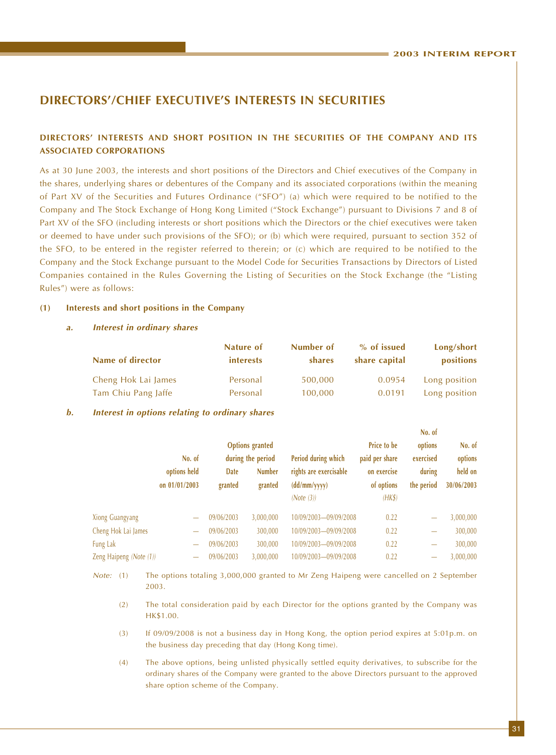## DIRECTORS'/CHIEF EXECUTIVE'S INTERESTS IN SECURITIES

### DIRECTORS' INTERESTS AND SHORT POSITION IN THE SECURITIES OF THE COMPANY AND ITS ASSOCIATED CORPORATIONS

As at 30 June 2003, the interests and short positions of the Directors and Chief executives of the Company in the shares, underlying shares or debentures of the Company and its associated corporations (within the meaning of Part XV of the Securities and Futures Ordinance ("SFO") (a) which were required to be notified to the Company and The Stock Exchange of Hong Kong Limited ("Stock Exchange") pursuant to Divisions 7 and 8 of Part XV of the SFO (including interests or short positions which the Directors or the chief executives were taken or deemed to have under such provisions of the SFO); or (b) which were required, pursuant to section 352 of the SFO, to be entered in the register referred to therein; or (c) which are required to be notified to the Company and the Stock Exchange pursuant to the Model Code for Securities Transactions by Directors of Listed Companies contained in the Rules Governing the Listing of Securities on the Stock Exchange (the "Listing Rules") were as follows:

**(1) Interests and short positions in the Company**

***a. Interest in ordinary shares***

| Name of director | Nature of interests | Number of shares | % of issued share capital | Long/short positions |
|---|---|---|---|---|
| Cheng Hok Lai James | Personal | 500,000 | 0.0954 | Long position |
| Tam Chiu Pang Jaffe | Personal | 100,000 | 0.0191 | Long position |

***b. Interest in options relating to ordinary shares***

| | No. of options held on 01/01/2003 | Options granted during the period | | Period during which rights are exercisable (dd/mm/yyyy) *(Note (3))* | Price to be paid per share on exercise of options *(HK$)* | No. of options exercised during the period | No. of options held on 30/06/2003 |
|---|---|---|---|---|---|---|---|
| | | Date granted | Number granted | | | | |
| Xiong Guangyang | — | 09/06/2003 | 3,000,000 | 10/09/2003—09/09/2008 | 0.22 | — | 3,000,000 |
| Cheng Hok Lai James | — | 09/06/2003 | 300,000 | 10/09/2003—09/09/2008 | 0.22 | — | 300,000 |
| Fung Lak | — | 09/06/2003 | 300,000 | 10/09/2003—09/09/2008 | 0.22 | — | 300,000 |
| Zeng Haipeng *(Note (1))* | — | 09/06/2003 | 3,000,000 | 10/09/2003—09/09/2008 | 0.22 | — | 3,000,000 |

*Note:* (1) The options totaling 3,000,000 granted to Mr Zeng Haipeng were cancelled on 2 September 2003.

(2) The total consideration paid by each Director for the options granted by the Company was HK$1.00.

(3) If 09/09/2008 is not a business day in Hong Kong, the option period expires at 5:01p.m. on the business day preceding that day (Hong Kong time).

(4) The above options, being unlisted physically settled equity derivatives, to subscribe for the ordinary shares of the Company were granted to the above Directors pursuant to the approved share option scheme of the Company.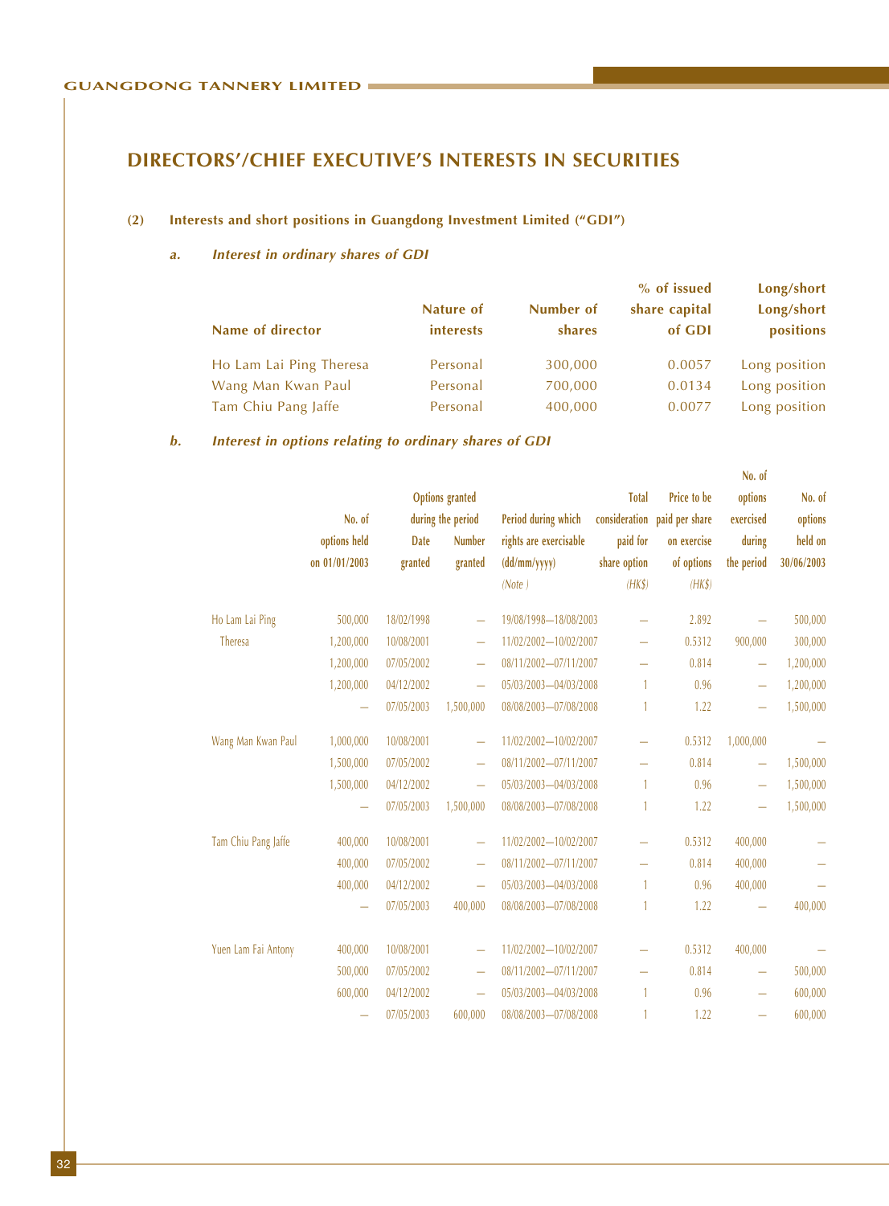## DIRECTORS'/CHIEF EXECUTIVE'S INTERESTS IN SECURITIES

**(2) Interests and short positions in Guangdong Investment Limited ("GDI")**

***a. Interest in ordinary shares of GDI***

| Name of director | Nature of interests | Number of shares | % of issued share capital of GDI | Long/short Long/short positions |
|---|---|---|---|---|
| Ho Lam Lai Ping Theresa | Personal | 300,000 | 0.0057 | Long position |
| Wang Man Kwan Paul | Personal | 700,000 | 0.0134 | Long position |
| Tam Chiu Pang Jaffe | Personal | 400,000 | 0.0077 | Long position |

***b. Interest in options relating to ordinary shares of GDI***

| | No. of options held on 01/01/2003 | Options granted during the period Date granted | Options granted during the period Number granted | Period during which rights are exercisable (dd/mm/yyyy) *(Note )* | Total consideration paid for share option *(HK$)* | Price to be paid per share on exercise of options *(HK$)* | No. of options exercised during the period | No. of options held on 30/06/2003 |
|---|---|---|---|---|---|---|---|---|
| Ho Lam Lai Ping Theresa | 500,000 | 18/02/1998 | — | 19/08/1998—18/08/2003 | — | 2.892 | — | 500,000 |
| | 1,200,000 | 10/08/2001 | — | 11/02/2002—10/02/2007 | — | 0.5312 | 900,000 | 300,000 |
| | 1,200,000 | 07/05/2002 | — | 08/11/2002—07/11/2007 | — | 0.814 | — | 1,200,000 |
| | 1,200,000 | 04/12/2002 | — | 05/03/2003—04/03/2008 | 1 | 0.96 | — | 1,200,000 |
| | — | 07/05/2003 | 1,500,000 | 08/08/2003—07/08/2008 | 1 | 1.22 | — | 1,500,000 |
| Wang Man Kwan Paul | 1,000,000 | 10/08/2001 | — | 11/02/2002—10/02/2007 | — | 0.5312 | 1,000,000 | — |
| | 1,500,000 | 07/05/2002 | — | 08/11/2002—07/11/2007 | — | 0.814 | — | 1,500,000 |
| | 1,500,000 | 04/12/2002 | — | 05/03/2003—04/03/2008 | 1 | 0.96 | — | 1,500,000 |
| | — | 07/05/2003 | 1,500,000 | 08/08/2003—07/08/2008 | 1 | 1.22 | — | 1,500,000 |
| Tam Chiu Pang Jaffe | 400,000 | 10/08/2001 | — | 11/02/2002—10/02/2007 | — | 0.5312 | 400,000 | — |
| | 400,000 | 07/05/2002 | — | 08/11/2002—07/11/2007 | — | 0.814 | 400,000 | — |
| | 400,000 | 04/12/2002 | — | 05/03/2003—04/03/2008 | 1 | 0.96 | 400,000 | — |
| | — | 07/05/2003 | 400,000 | 08/08/2003—07/08/2008 | 1 | 1.22 | — | 400,000 |
| Yuen Lam Fai Antony | 400,000 | 10/08/2001 | — | 11/02/2002—10/02/2007 | — | 0.5312 | 400,000 | — |
| | 500,000 | 07/05/2002 | — | 08/11/2002—07/11/2007 | — | 0.814 | — | 500,000 |
| | 600,000 | 04/12/2002 | — | 05/03/2003—04/03/2008 | 1 | 0.96 | — | 600,000 |
| | — | 07/05/2003 | 600,000 | 08/08/2003—07/08/2008 | 1 | 1.22 | — | 600,000 |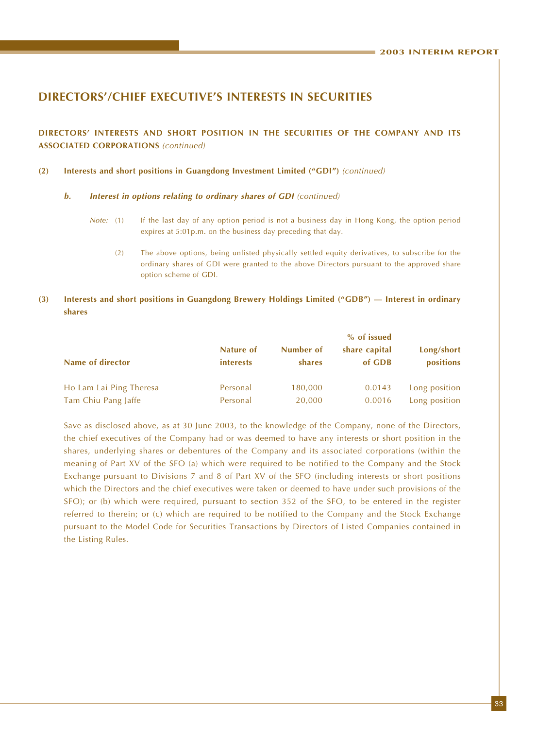## DIRECTORS'/CHIEF EXECUTIVE'S INTERESTS IN SECURITIES

### DIRECTORS' INTERESTS AND SHORT POSITION IN THE SECURITIES OF THE COMPANY AND ITS ASSOCIATED CORPORATIONS *(continued)*

**(2) Interests and short positions in Guangdong Investment Limited ("GDI")** *(continued)*

***b. Interest in options relating to ordinary shares of GDI*** *(continued)*

*Note:* (1) If the last day of any option period is not a business day in Hong Kong, the option period expires at 5:01p.m. on the business day preceding that day.

(2) The above options, being unlisted physically settled equity derivatives, to subscribe for the ordinary shares of GDI were granted to the above Directors pursuant to the approved share option scheme of GDI.

**(3) Interests and short positions in Guangdong Brewery Holdings Limited ("GDB") — Interest in ordinary shares**

| Name of director | Nature of interests | Number of shares | % of issued share capital of GDB | Long/short positions |
|---|---|---|---|---|
| Ho Lam Lai Ping Theresa | Personal | 180,000 | 0.0143 | Long position |
| Tam Chiu Pang Jaffe | Personal | 20,000 | 0.0016 | Long position |

Save as disclosed above, as at 30 June 2003, to the knowledge of the Company, none of the Directors, the chief executives of the Company had or was deemed to have any interests or short position in the shares, underlying shares or debentures of the Company and its associated corporations (within the meaning of Part XV of the SFO (a) which were required to be notified to the Company and the Stock Exchange pursuant to Divisions 7 and 8 of Part XV of the SFO (including interests or short positions which the Directors and the chief executives were taken or deemed to have under such provisions of the SFO); or (b) which were required, pursuant to section 352 of the SFO, to be entered in the register referred to therein; or (c) which are required to be notified to the Company and the Stock Exchange pursuant to the Model Code for Securities Transactions by Directors of Listed Companies contained in the Listing Rules.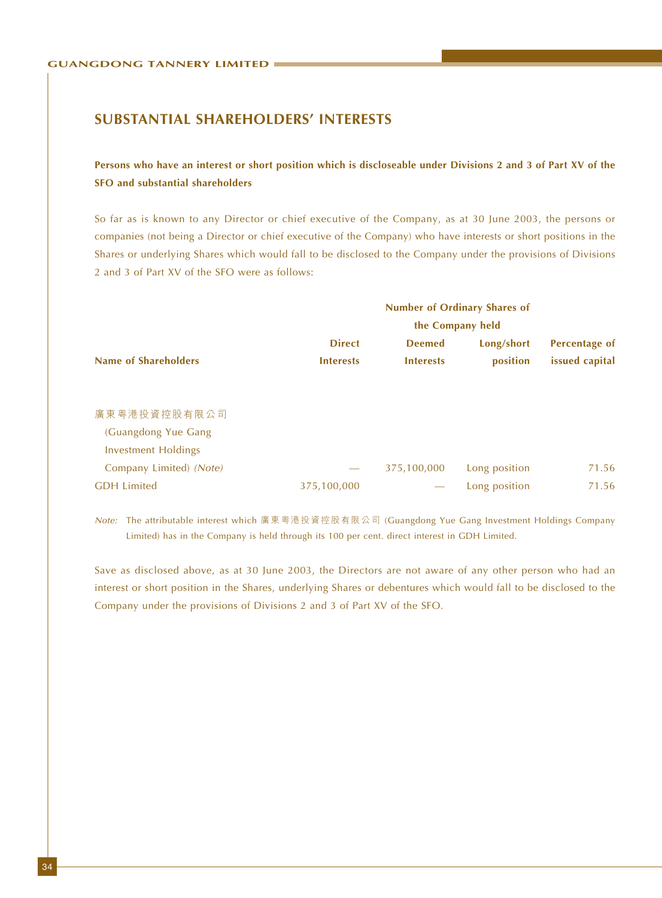## SUBSTANTIAL SHAREHOLDERS' INTERESTS

**Persons who have an interest or short position which is discloseable under Divisions 2 and 3 of Part XV of the SFO and substantial shareholders**

So far as is known to any Director or chief executive of the Company, as at 30 June 2003, the persons or companies (not being a Director or chief executive of the Company) who have interests or short positions in the Shares or underlying Shares which would fall to be disclosed to the Company under the provisions of Divisions 2 and 3 of Part XV of the SFO were as follows:

| Name of Shareholders | Number of Ordinary Shares of the Company held | | | |
|---|---|---|---|---|
| | Direct Interests | Deemed Interests | Long/short position | Percentage of issued capital |
| 廣東粵港投資控股有限公司 (Guangdong Yue Gang Investment Holdings Company Limited) *(Note)* | — | 375,100,000 | Long position | 71.56 |
| GDH Limited | 375,100,000 | — | Long position | 71.56 |

*Note:* The attributable interest which 廣東粵港投資控股有限公司 (Guangdong Yue Gang Investment Holdings Company Limited) has in the Company is held through its 100 per cent. direct interest in GDH Limited.

Save as disclosed above, as at 30 June 2003, the Directors are not aware of any other person who had an interest or short position in the Shares, underlying Shares or debentures which would fall to be disclosed to the Company under the provisions of Divisions 2 and 3 of Part XV of the SFO.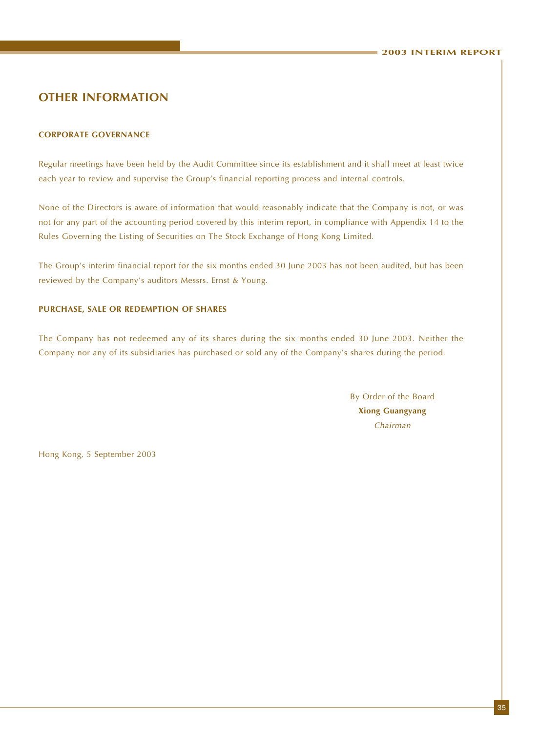# OTHER INFORMATION

## CORPORATE GOVERNANCE

Regular meetings have been held by the Audit Committee since its establishment and it shall meet at least twice each year to review and supervise the Group's financial reporting process and internal controls.

None of the Directors is aware of information that would reasonably indicate that the Company is not, or was not for any part of the accounting period covered by this interim report, in compliance with Appendix 14 to the Rules Governing the Listing of Securities on The Stock Exchange of Hong Kong Limited.

The Group's interim financial report for the six months ended 30 June 2003 has not been audited, but has been reviewed by the Company's auditors Messrs. Ernst & Young.

## PURCHASE, SALE OR REDEMPTION OF SHARES

The Company has not redeemed any of its shares during the six months ended 30 June 2003. Neither the Company nor any of its subsidiaries has purchased or sold any of the Company's shares during the period.

By Order of the Board
**Xiong Guangyang**
*Chairman*

Hong Kong, 5 September 2003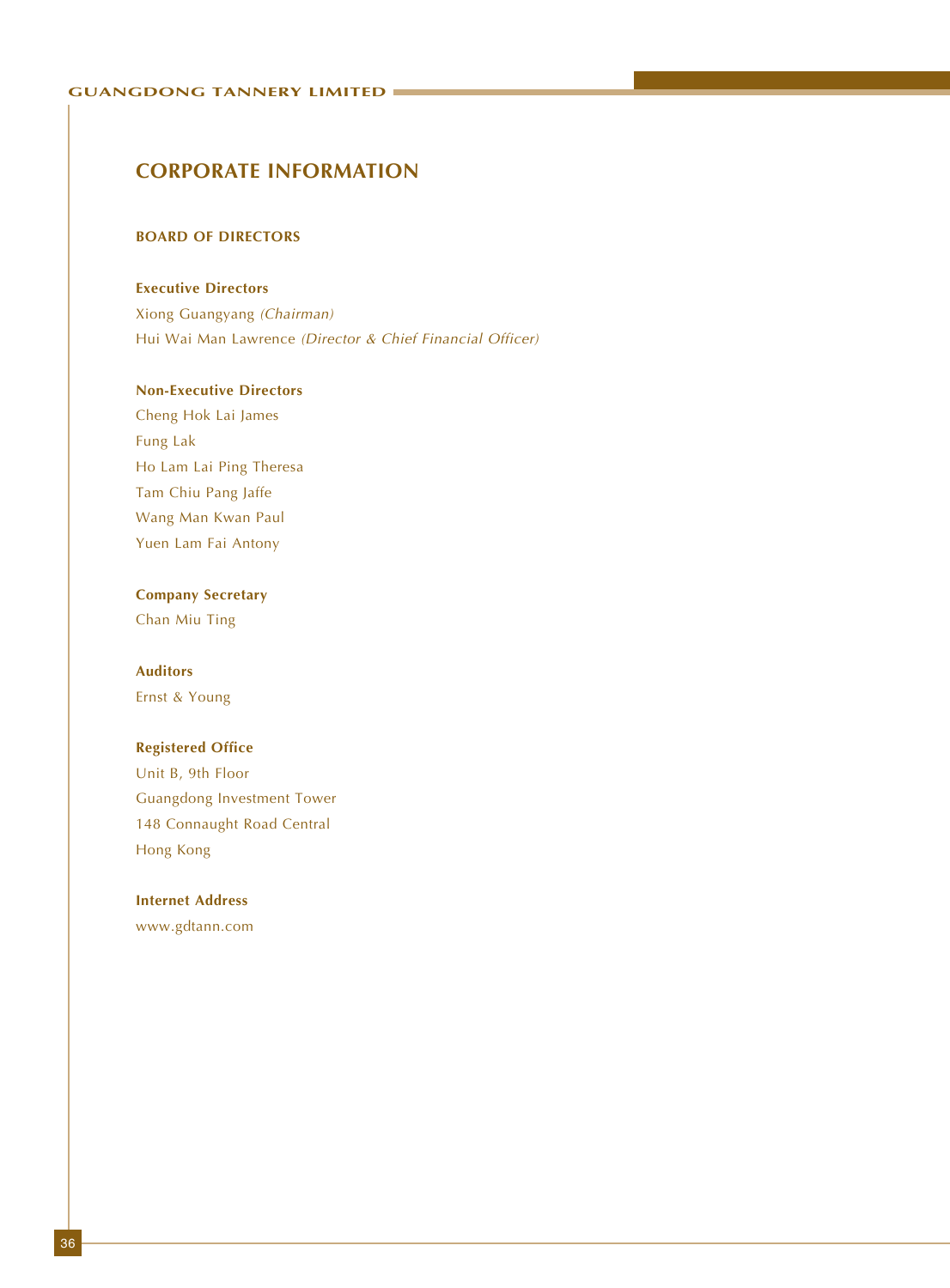# CORPORATE INFORMATION

## BOARD OF DIRECTORS

### Executive Directors

Xiong Guangyang *(Chairman)*
Hui Wai Man Lawrence *(Director & Chief Financial Officer)*

### Non-Executive Directors

Cheng Hok Lai James
Fung Lak
Ho Lam Lai Ping Theresa
Tam Chiu Pang Jaffe
Wang Man Kwan Paul
Yuen Lam Fai Antony

### Company Secretary

Chan Miu Ting

### Auditors

Ernst & Young

### Registered Office

Unit B, 9th Floor
Guangdong Investment Tower
148 Connaught Road Central
Hong Kong

### Internet Address

www.gdtann.com